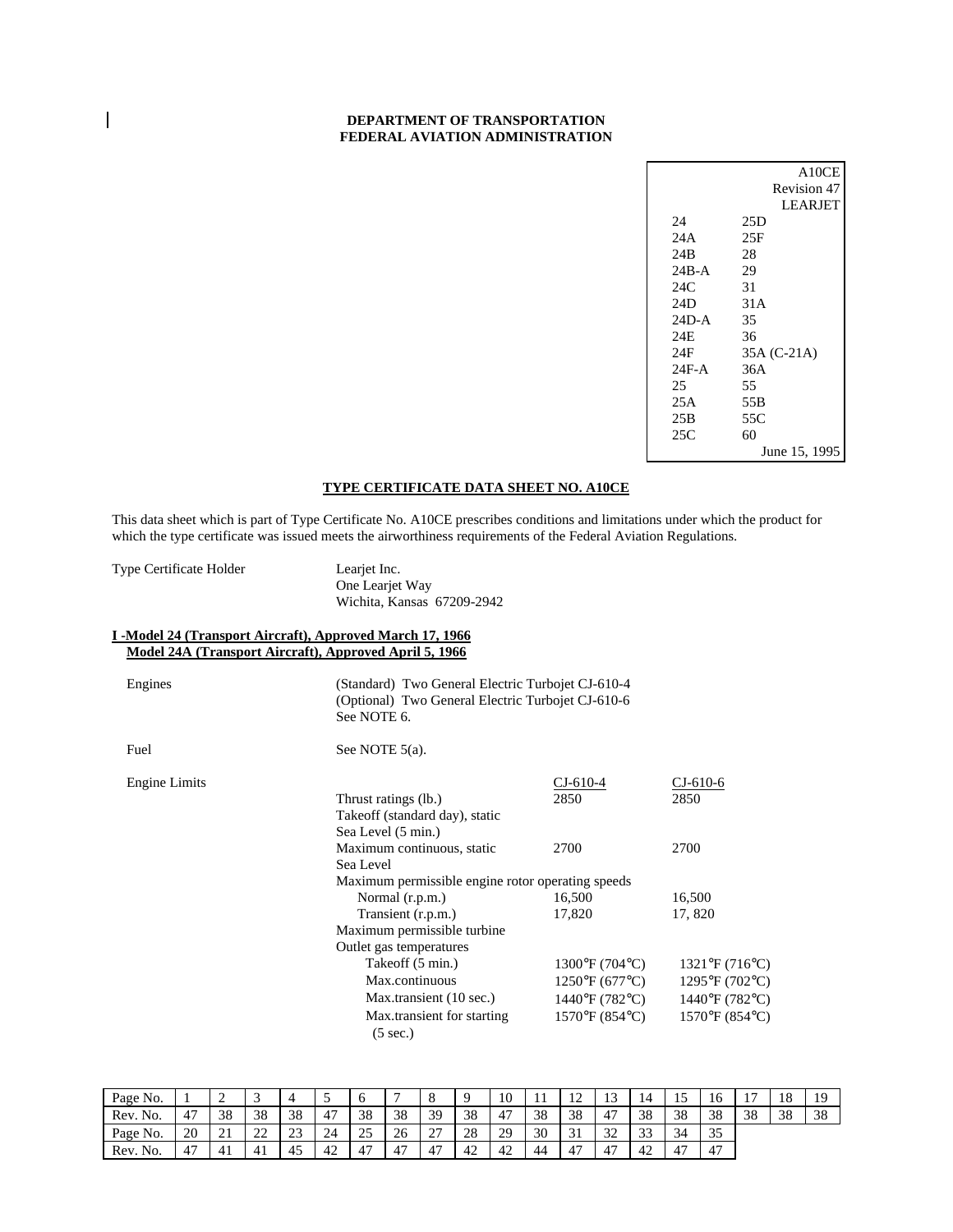**DEPARTMENT OF TRANSPORTATION**
**FEDERAL AVIATION ADMINISTRATION**

| | |
|---|---|
| | A10CE |
| | Revision 47 |
| | LEARJET |
| 24 | 25D |
| 24A | 25F |
| 24B | 28 |
| 24B-A | 29 |
| 24C | 31 |
| 24D | 31A |
| 24D-A | 35 |
| 24E | 36 |
| 24F | 35A (C-21A) |
| 24F-A | 36A |
| 25 | 55 |
| 25A | 55B |
| 25B | 55C |
| 25C | 60 |
| | June 15, 1995 |

## TYPE CERTIFICATE DATA SHEET NO. A10CE

This data sheet which is part of Type Certificate No. A10CE prescribes conditions and limitations under which the product for which the type certificate was issued meets the airworthiness requirements of the Federal Aviation Regulations.

Type Certificate Holder: Learjet Inc.
One Learjet Way
Wichita, Kansas 67209-2942

### I -Model 24 (Transport Aircraft), Approved March 17, 1966
### Model 24A (Transport Aircraft), Approved April 5, 1966

Engines: (Standard) Two General Electric Turbojet CJ-610-4
(Optional) Two General Electric Turbojet CJ-610-6
See NOTE 6.

Fuel: See NOTE 5(a).

Engine Limits

| | CJ-610-4 | CJ-610-6 |
|---|---|---|
| Thrust ratings (lb.) Takeoff (standard day), static Sea Level (5 min.) | 2850 | 2850 |
| Maximum continuous, static Sea Level | 2700 | 2700 |
| Maximum permissible engine rotor operating speeds | | |
| Normal (r.p.m.) | 16,500 | 16,500 |
| Transient (r.p.m.) | 17,820 | 17, 820 |
| Maximum permissible turbine Outlet gas temperatures | | |
| Takeoff (5 min.) | 1300°F (704°C) | 1321°F (716°C) |
| Max.continuous | 1250°F (677°C) | 1295°F (702°C) |
| Max.transient (10 sec.) | 1440°F (782°C) | 1440°F (782°C) |
| Max.transient for starting (5 sec.) | 1570°F (854°C) | 1570°F (854°C) |

| Page No. | 1 | 2 | 3 | 4 | 5 | 6 | 7 | 8 | 9 | 10 | 11 | 12 | 13 | 14 | 15 | 16 | 17 | 18 | 19 |
|---|---|---|---|---|---|---|---|---|---|---|---|---|---|---|---|---|---|---|---|
| Rev. No. | 47 | 38 | 38 | 38 | 47 | 38 | 38 | 39 | 38 | 47 | 38 | 38 | 47 | 38 | 38 | 38 | 38 | 38 | 38 |
| Page No. | 20 | 21 | 22 | 23 | 24 | 25 | 26 | 27 | 28 | 29 | 30 | 31 | 32 | 33 | 34 | 35 | | | |
| Rev. No. | 47 | 41 | 41 | 45 | 42 | 47 | 47 | 47 | 42 | 42 | 44 | 47 | 47 | 42 | 47 | 47 | | | |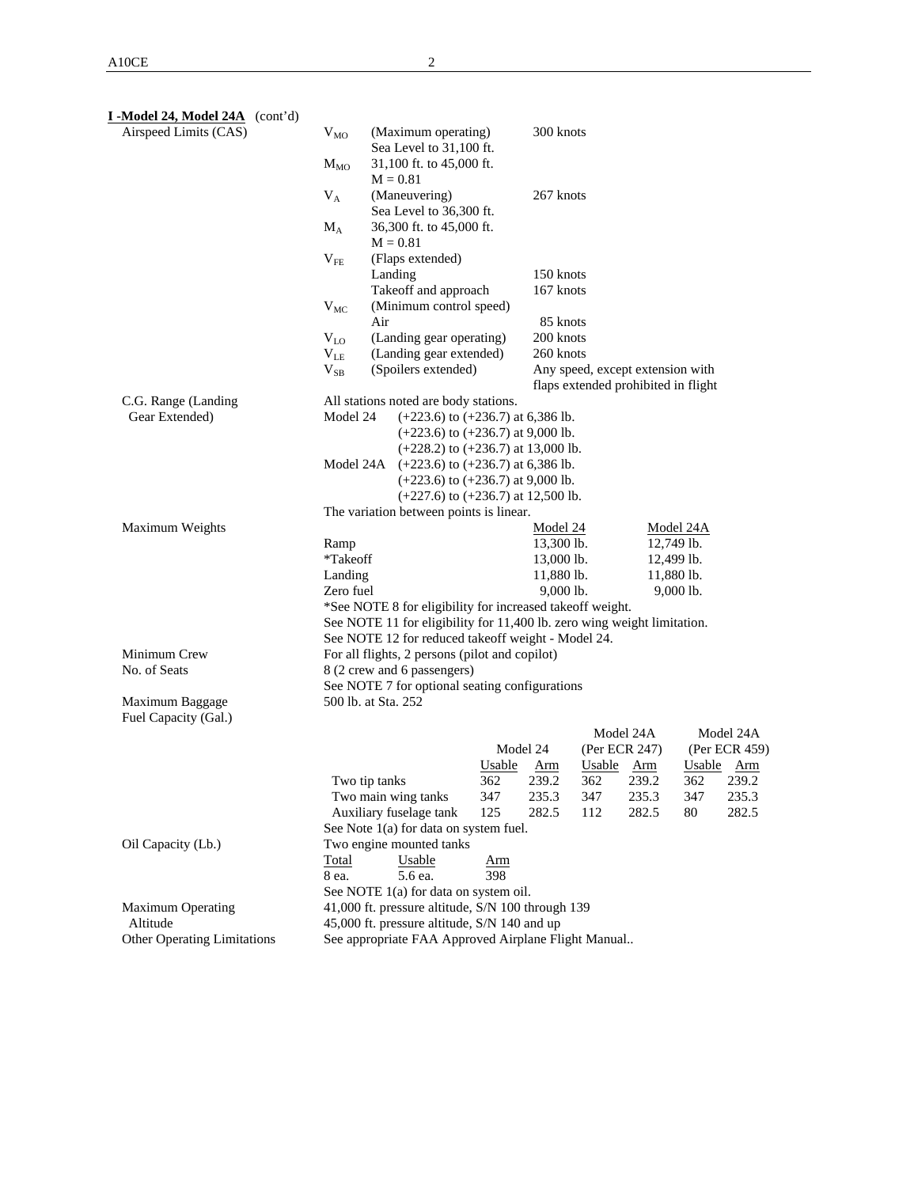**I -Model 24, Model 24A** (cont'd)

Airspeed Limits (CAS)

| | | |
|---|---|---|
| $V_{MO}$ | (Maximum operating) Sea Level to 31,100 ft. | 300 knots |
| $M_{MO}$ | 31,100 ft. to 45,000 ft. M = 0.81 | |
| $V_A$ | (Maneuvering) Sea Level to 36,300 ft. | 267 knots |
| $M_A$ | 36,300 ft. to 45,000 ft. M = 0.81 | |
| $V_{FE}$ | (Flaps extended) | |
| | Landing | 150 knots |
| | Takeoff and approach | 167 knots |
| $V_{MC}$ | (Minimum control speed) | |
| | Air | 85 knots |
| $V_{LO}$ | (Landing gear operating) | 200 knots |
| $V_{LE}$ | (Landing gear extended) | 260 knots |
| $V_{SB}$ | (Spoilers extended) | Any speed, except extension with flaps extended prohibited in flight |

C.G. Range (Landing Gear Extended)

All stations noted are body stations.

Model 24 (+223.6) to (+236.7) at 6,386 lb.
(+223.6) to (+236.7) at 9,000 lb.
(+228.2) to (+236.7) at 13,000 lb.

Model 24A (+223.6) to (+236.7) at 6,386 lb.
(+223.6) to (+236.7) at 9,000 lb.
(+227.6) to (+236.7) at 12,500 lb.

The variation between points is linear.

Maximum Weights

| | Model 24 | Model 24A |
|---|---|---|
| Ramp | 13,300 lb. | 12,749 lb. |
| *Takeoff | 13,000 lb. | 12,499 lb. |
| Landing | 11,880 lb. | 11,880 lb. |
| Zero fuel | 9,000 lb. | 9,000 lb. |

*See NOTE 8 for eligibility for increased takeoff weight.
See NOTE 11 for eligibility for 11,400 lb. zero wing weight limitation.
See NOTE 12 for reduced takeoff weight - Model 24.

Minimum Crew: For all flights, 2 persons (pilot and copilot)

No. of Seats: 8 (2 crew and 6 passengers)
See NOTE 7 for optional seating configurations

Maximum Baggage: 500 lb. at Sta. 252

Fuel Capacity (Gal.)

| | Model 24 | | Model 24A (Per ECR 247) | | Model 24A (Per ECR 459) | |
|---|---|---|---|---|---|---|
| | Usable | Arm | Usable | Arm | Usable | Arm |
| Two tip tanks | 362 | 239.2 | 362 | 239.2 | 362 | 239.2 |
| Two main wing tanks | 347 | 235.3 | 347 | 235.3 | 347 | 235.3 |
| Auxiliary fuselage tank | 125 | 282.5 | 112 | 282.5 | 80 | 282.5 |

See Note 1(a) for data on system fuel.

Oil Capacity (Lb.)

Two engine mounted tanks

| Total | Usable | Arm |
|---|---|---|
| 8 ea. | 5.6 ea. | 398 |

See NOTE 1(a) for data on system oil.

Maximum Operating Altitude: 41,000 ft. pressure altitude, S/N 100 through 139
45,000 ft. pressure altitude, S/N 140 and up

Other Operating Limitations: See appropriate FAA Approved Airplane Flight Manual..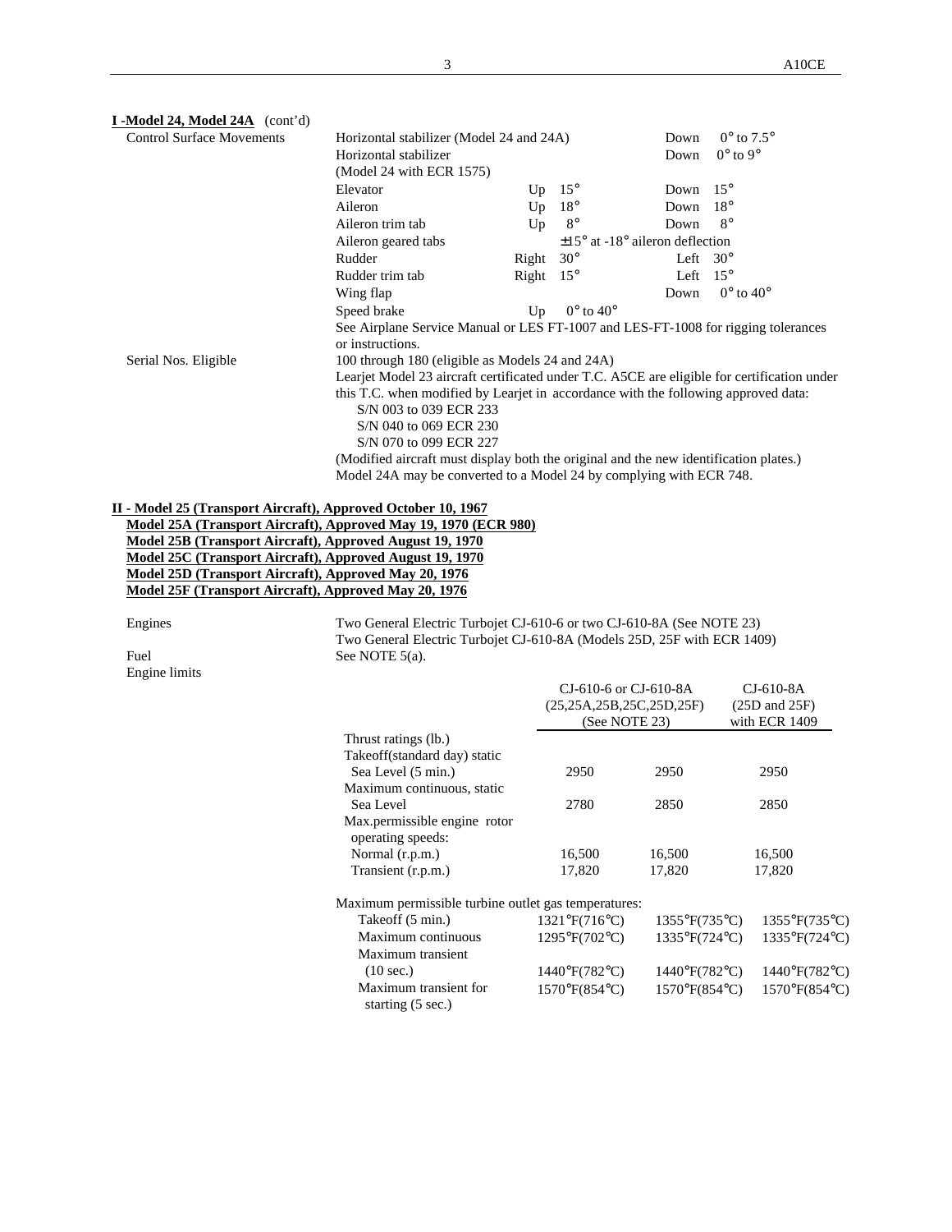**I -Model 24, Model 24A** (cont'd)

| | | | | | |
|---|---|---|---|---|---|
| Control Surface Movements | Horizontal stabilizer (Model 24 and 24A) | | | Down | 0° to 7.5° |
| | Horizontal stabilizer (Model 24 with ECR 1575) | | | Down | 0° to 9° |
| | Elevator | Up | 15° | Down | 15° |
| | Aileron | Up | 18° | Down | 18° |
| | Aileron trim tab | Up | 8° | Down | 8° |
| | Aileron geared tabs | | ±15° at -18° aileron deflection | | |
| | Rudder | Right | 30° | Left | 30° |
| | Rudder trim tab | Right | 15° | Left | 15° |
| | Wing flap | | | Down | 0° to 40° |
| | Speed brake | Up | 0° to 40° | | |

See Airplane Service Manual or LES FT-1007 and LES-FT-1008 for rigging tolerances or instructions.

Serial Nos. Eligible

100 through 180 (eligible as Models 24 and 24A)

Learjet Model 23 aircraft certificated under T.C. A5CE are eligible for certification under this T.C. when modified by Learjet in accordance with the following approved data:

- S/N 003 to 039 ECR 233
- S/N 040 to 069 ECR 230
- S/N 070 to 099 ECR 227

(Modified aircraft must display both the original and the new identification plates.)

Model 24A may be converted to a Model 24 by complying with ECR 748.

**II - Model 25 (Transport Aircraft), Approved October 10, 1967**
**Model 25A (Transport Aircraft), Approved May 19, 1970 (ECR 980)**
**Model 25B (Transport Aircraft), Approved August 19, 1970**
**Model 25C (Transport Aircraft), Approved August 19, 1970**
**Model 25D (Transport Aircraft), Approved May 20, 1976**
**Model 25F (Transport Aircraft), Approved May 20, 1976**

Engines: Two General Electric Turbojet CJ-610-6 or two CJ-610-8A (See NOTE 23)
Two General Electric Turbojet CJ-610-8A (Models 25D, 25F with ECR 1409)

Fuel: See NOTE 5(a).

Engine limits

| | CJ-610-6 or CJ-610-8A (25,25A,25B,25C,25D,25F) (See NOTE 23) | | CJ-610-8A (25D and 25F) with ECR 1409 |
|---|---|---|---|
| Thrust ratings (lb.) | | | |
| Takeoff(standard day) static Sea Level (5 min.) | 2950 | 2950 | 2950 |
| Maximum continuous, static Sea Level | 2780 | 2850 | 2850 |
| Max.permissible engine rotor operating speeds: | | | |
| Normal (r.p.m.) | 16,500 | 16,500 | 16,500 |
| Transient (r.p.m.) | 17,820 | 17,820 | 17,820 |
| Maximum permissible turbine outlet gas temperatures: | | | |
| Takeoff (5 min.) | 1321°F(716°C) | 1355°F(735°C) | 1355°F(735°C) |
| Maximum continuous | 1295°F(702°C) | 1335°F(724°C) | 1335°F(724°C) |
| Maximum transient (10 sec.) | 1440°F(782°C) | 1440°F(782°C) | 1440°F(782°C) |
| Maximum transient for starting (5 sec.) | 1570°F(854°C) | 1570°F(854°C) | 1570°F(854°C) |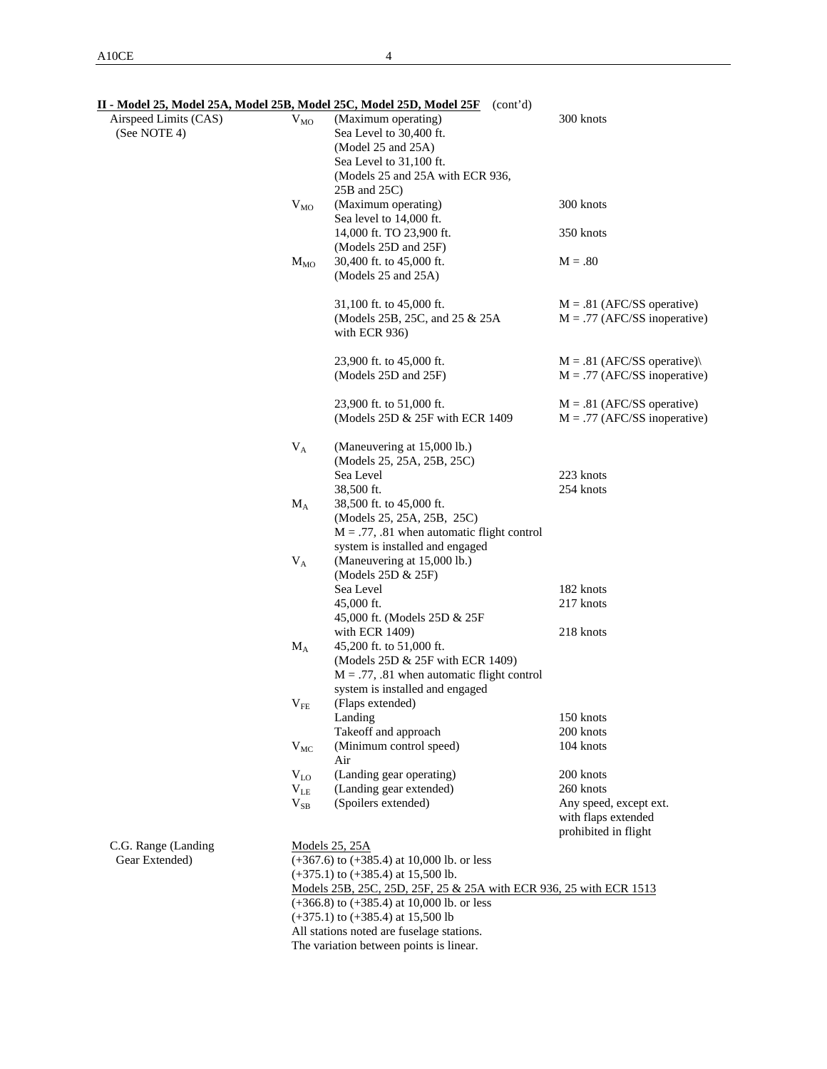**II - Model 25, Model 25A, Model 25B, Model 25C, Model 25D, Model 25F** (cont'd)

| | | | |
|---|---|---|---|
| Airspeed Limits (CAS) (See NOTE 4) | $V_{MO}$ | (Maximum operating) Sea Level to 30,400 ft. (Model 25 and 25A) Sea Level to 31,100 ft. (Models 25 and 25A with ECR 936, 25B and 25C) | 300 knots |
| | $V_{MO}$ | (Maximum operating) Sea level to 14,000 ft. | 300 knots |
| | | 14,000 ft. TO 23,900 ft. (Models 25D and 25F) | 350 knots |
| | $M_{MO}$ | 30,400 ft. to 45,000 ft. (Models 25 and 25A) | M = .80 |
| | | 31,100 ft. to 45,000 ft. (Models 25B, 25C, and 25 & 25A with ECR 936) | M = .81 (AFC/SS operative) M = .77 (AFC/SS inoperative) |
| | | 23,900 ft. to 45,000 ft. (Models 25D and 25F) | M = .81 (AFC/SS operative)\ M = .77 (AFC/SS inoperative) |
| | | 23,900 ft. to 51,000 ft. (Models 25D & 25F with ECR 1409 | M = .81 (AFC/SS operative) M = .77 (AFC/SS inoperative) |
| | $V_A$ | (Maneuvering at 15,000 lb.) (Models 25, 25A, 25B, 25C) | |
| | | Sea Level | 223 knots |
| | | 38,500 ft. | 254 knots |
| | $M_A$ | 38,500 ft. to 45,000 ft. (Models 25, 25A, 25B, 25C) M = .77, .81 when automatic flight control system is installed and engaged | |
| | $V_A$ | (Maneuvering at 15,000 lb.) (Models 25D & 25F) | |
| | | Sea Level | 182 knots |
| | | 45,000 ft. | 217 knots |
| | | 45,000 ft. (Models 25D & 25F with ECR 1409) | 218 knots |
| | $M_A$ | 45,200 ft. to 51,000 ft. (Models 25D & 25F with ECR 1409) M = .77, .81 when automatic flight control system is installed and engaged | |
| | $V_{FE}$ | (Flaps extended) | |
| | | Landing | 150 knots |
| | | Takeoff and approach | 200 knots |
| | $V_{MC}$ | (Minimum control speed) Air | 104 knots |
| | $V_{LO}$ | (Landing gear operating) | 200 knots |
| | $V_{LE}$ | (Landing gear extended) | 260 knots |
| | $V_{SB}$ | (Spoilers extended) | Any speed, except ext. with flaps extended prohibited in flight |

C.G. Range (Landing Gear Extended)

Models 25, 25A

(+367.6) to (+385.4) at 10,000 lb. or less

(+375.1) to (+385.4) at 15,500 lb.

Models 25B, 25C, 25D, 25F, 25 & 25A with ECR 936, 25 with ECR 1513

(+366.8) to (+385.4) at 10,000 lb. or less

(+375.1) to (+385.4) at 15,500 lb

All stations noted are fuselage stations.

The variation between points is linear.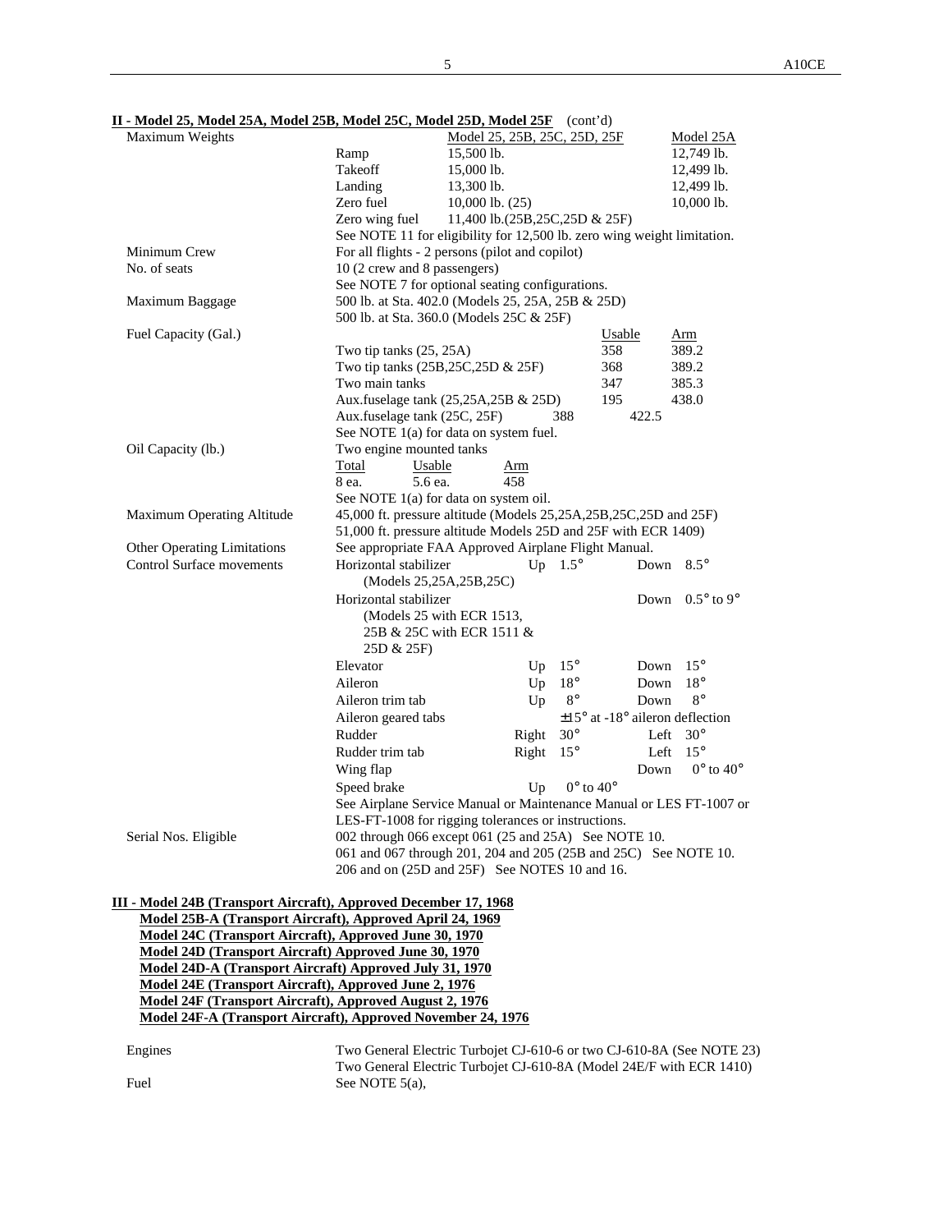**II - Model 25, Model 25A, Model 25B, Model 25C, Model 25D, Model 25F** (cont'd)

| | | | | |
|---|---|---|---|---|
| Maximum Weights | | Model 25, 25B, 25C, 25D, 25F | | Model 25A |
| | Ramp | 15,500 lb. | | 12,749 lb. |
| | Takeoff | 15,000 lb. | | 12,499 lb. |
| | Landing | 13,300 lb. | | 12,499 lb. |
| | Zero fuel | 10,000 lb. (25) | | 10,000 lb. |
| | Zero wing fuel | 11,400 lb.(25B,25C,25D & 25F) | | |
| | See NOTE 11 for eligibility for 12,500 lb. zero wing weight limitation. | | | |
| Minimum Crew | For all flights - 2 persons (pilot and copilot) | | | |
| No. of seats | 10 (2 crew and 8 passengers) | | | |
| | See NOTE 7 for optional seating configurations. | | | |
| Maximum Baggage | 500 lb. at Sta. 402.0 (Models 25, 25A, 25B & 25D) | | | |
| | 500 lb. at Sta. 360.0 (Models 25C & 25F) | | | |

| Fuel Capacity (Gal.) | | Usable | Arm |
|---|---|---|---|
| | Two tip tanks (25, 25A) | 358 | 389.2 |
| | Two tip tanks (25B,25C,25D & 25F) | 368 | 389.2 |
| | Two main tanks | 347 | 385.3 |
| | Aux.fuselage tank (25,25A,25B & 25D) | 195 | 438.0 |
| | Aux.fuselage tank (25C, 25F) | 388 | 422.5 |
| | See NOTE 1(a) for data on system fuel. | | |

| Oil Capacity (lb.) | Two engine mounted tanks | | |
|---|---|---|---|
| | Total | Usable | Arm |
| | 8 ea. | 5.6 ea. | 458 |
| | See NOTE 1(a) for data on system oil. | | |

Maximum Operating Altitude: 45,000 ft. pressure altitude (Models 25,25A,25B,25C,25D and 25F)
51,000 ft. pressure altitude Models 25D and 25F with ECR 1409)

Other Operating Limitations: See appropriate FAA Approved Airplane Flight Manual.

| Control Surface movements | | | | | |
|---|---|---|---|---|---|
| Horizontal stabilizer (Models 25,25A,25B,25C) | Up | 1.5° | Down | 8.5° |
| Horizontal stabilizer (Models 25 with ECR 1513, 25B & 25C with ECR 1511 & 25D & 25F) | | | Down | 0.5° to 9° |
| Elevator | Up | 15° | Down | 15° |
| Aileron | Up | 18° | Down | 18° |
| Aileron trim tab | Up | 8° | Down | 8° |
| Aileron geared tabs | | ±15° at -18° aileron deflection | | |
| Rudder | Right | 30° | Left | 30° |
| Rudder trim tab | Right | 15° | Left | 15° |
| Wing flap | | | Down | 0° to 40° |
| Speed brake | Up | 0° to 40° | | |

See Airplane Service Manual or Maintenance Manual or LES FT-1007 or LES-FT-1008 for rigging tolerances or instructions.

Serial Nos. Eligible: 002 through 066 except 061 (25 and 25A) See NOTE 10.
061 and 067 through 201, 204 and 205 (25B and 25C) See NOTE 10.
206 and on (25D and 25F) See NOTES 10 and 16.

**III - Model 24B (Transport Aircraft), Approved December 17, 1968**
**Model 25B-A (Transport Aircraft), Approved April 24, 1969**
**Model 24C (Transport Aircraft), Approved June 30, 1970**
**Model 24D (Transport Aircraft) Approved June 30, 1970**
**Model 24D-A (Transport Aircraft) Approved July 31, 1970**
**Model 24E (Transport Aircraft), Approved June 2, 1976**
**Model 24F (Transport Aircraft), Approved August 2, 1976**
**Model 24F-A (Transport Aircraft), Approved November 24, 1976**

Engines: Two General Electric Turbojet CJ-610-6 or two CJ-610-8A (See NOTE 23)
Two General Electric Turbojet CJ-610-8A (Model 24E/F with ECR 1410)

Fuel: See NOTE 5(a),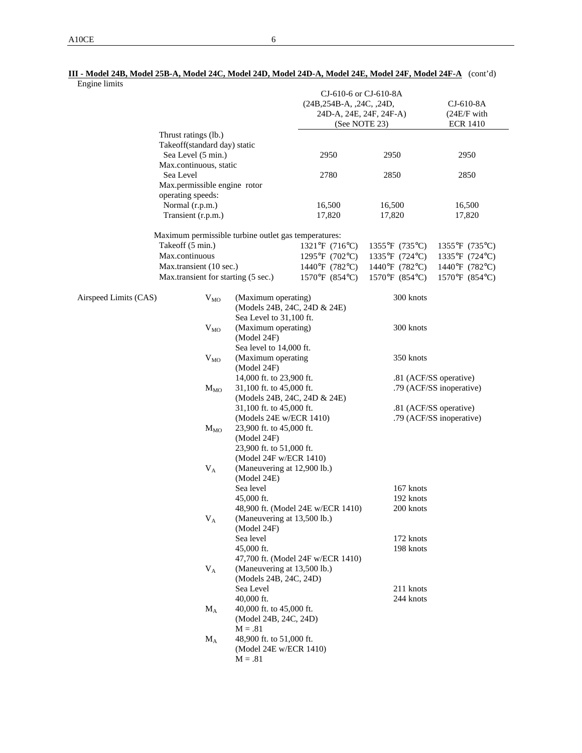**III - Model 24B, Model 25B-A, Model 24C, Model 24D, Model 24D-A, Model 24E, Model 24F, Model 24F-A** (cont'd)

Engine limits

| | CJ-610-6 or CJ-610-8A (24B,254B-A, ,24C, ,24D, 24D-A, 24E, 24F, 24F-A) (See NOTE 23) | | CJ-610-8A (24E/F with ECR 1410 |
|---|---|---|---|
| Thrust ratings (lb.) | | | |
| Takeoff(standard day) static | | | |
| Sea Level (5 min.) | 2950 | 2950 | 2950 |
| Max.continuous, static | | | |
| Sea Level | 2780 | 2850 | 2850 |
| Max.permissible engine rotor operating speeds: | | | |
| Normal (r.p.m.) | 16,500 | 16,500 | 16,500 |
| Transient (r.p.m.) | 17,820 | 17,820 | 17,820 |
| Maximum permissible turbine outlet gas temperatures: | | | |
| Takeoff (5 min.) | 1321°F (716°C) | 1355°F (735°C) | 1355°F (735°C) |
| Max.continuous | 1295°F (702°C) | 1335°F (724°C) | 1335°F (724°C) |
| Max.transient (10 sec.) | 1440°F (782°C) | 1440°F (782°C) | 1440°F (782°C) |
| Max.transient for starting (5 sec.) | 1570°F (854°C) | 1570°F (854°C) | 1570°F (854°C) |

Airspeed Limits (CAS)

| | | |
|---|---|---|
| $V_{MO}$ | (Maximum operating) (Models 24B, 24C, 24D & 24E) Sea Level to 31,100 ft. | 300 knots |
| $V_{MO}$ | (Maximum operating) (Model 24F) Sea level to 14,000 ft. | 300 knots |
| $V_{MO}$ | (Maximum operating (Model 24F) 14,000 ft. to 23,900 ft. | 350 knots |
| $M_{MO}$ | 31,100 ft. to 45,000 ft. (Models 24B, 24C, 24D & 24E) | .81 (ACF/SS operative) .79 (ACF/SS inoperative) |
| | 31,100 ft. to 45,000 ft. (Models 24E w/ECR 1410) | .81 (ACF/SS operative) .79 (ACF/SS inoperative) |
| $M_{MO}$ | 23,900 ft. to 45,000 ft. (Model 24F) 23,900 ft. to 51,000 ft. (Model 24F w/ECR 1410) | |
| $V_A$ | (Maneuvering at 12,900 lb.) (Model 24E) | |
| | Sea level | 167 knots |
| | 45,000 ft. | 192 knots |
| | 48,900 ft. (Model 24E w/ECR 1410) | 200 knots |
| $V_A$ | (Maneuvering at 13,500 lb.) (Model 24F) | |
| | Sea level | 172 knots |
| | 45,000 ft. | 198 knots |
| | 47,700 ft. (Model 24F w/ECR 1410) | |
| $V_A$ | (Maneuvering at 13,500 lb.) (Models 24B, 24C, 24D) | |
| | Sea Level | 211 knots |
| | 40,000 ft. | 244 knots |
| $M_A$ | 40,000 ft. to 45,000 ft. (Model 24B, 24C, 24D) M = .81 | |
| $M_A$ | 48,900 ft. to 51,000 ft. (Model 24E w/ECR 1410) M = .81 | |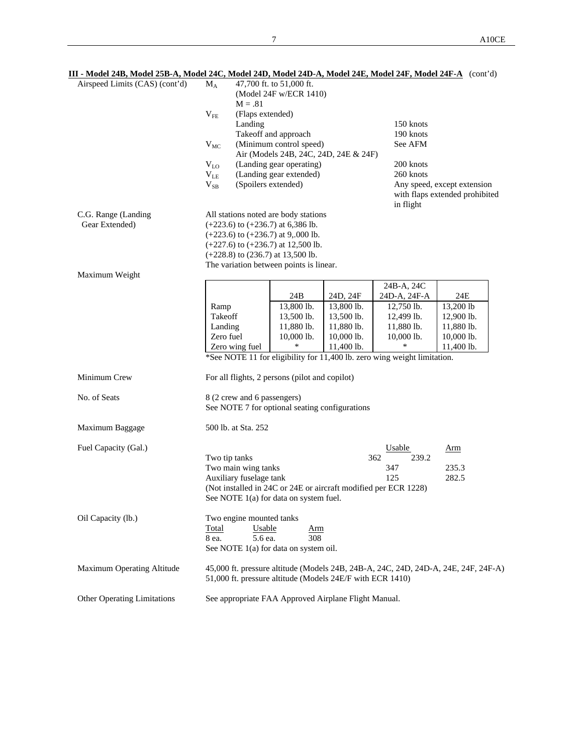**III - Model 24B, Model 25B-A, Model 24C, Model 24D, Model 24D-A, Model 24E, Model 24F, Model 24F-A** (cont'd)

Airspeed Limits (CAS) (cont'd)

$M_A$ 47,700 ft. to 51,000 ft.
(Model 24F w/ECR 1410)
M = .81

$V_{FE}$ (Flaps extended)
Landing 150 knots
Takeoff and approach 190 knots

$V_{MC}$ (Minimum control speed) See AFM
Air (Models 24B, 24C, 24D, 24E & 24F)

$V_{LO}$ (Landing gear operating) 200 knots

$V_{LE}$ (Landing gear extended) 260 knots

$V_{SB}$ (Spoilers extended) Any speed, except extension with flaps extended prohibited in flight

C.G. Range (Landing Gear Extended)

All stations noted are body stations
(+223.6) to (+236.7) at 6,386 lb.
(+223.6) to (+236.7) at 9,.000 lb.
(+227.6) to (+236.7) at 12,500 lb.
(+228.8) to (236.7) at 13,500 lb.
The variation between points is linear.

Maximum Weight

| | 24B | 24D, 24F | 24B-A, 24C 24D-A, 24F-A | 24E |
|---|---|---|---|---|
| Ramp | 13,800 lb. | 13,800 lb. | 12,750 lb. | 13,200 lb |
| Takeoff | 13,500 lb. | 13,500 lb. | 12,499 lb. | 12,900 lb. |
| Landing | 11,880 lb. | 11,880 lb. | 11,880 lb. | 11,880 lb. |
| Zero fuel | 10,000 lb. | 10,000 lb. | 10,000 lb. | 10,000 lb. |
| Zero wing fuel | * | 11,400 lb. | * | 11,400 lb. |

*See NOTE 11 for eligibility for 11,400 lb. zero wing weight limitation.

Minimum Crew

For all flights, 2 persons (pilot and copilot)

No. of Seats

8 (2 crew and 6 passengers)
See NOTE 7 for optional seating configurations

Maximum Baggage

500 lb. at Sta. 252

Fuel Capacity (Gal.)

| | Usable | Arm |
|---|---|---|
| Two tip tanks | 362 | 239.2 |
| Two main wing tanks | 347 | 235.3 |
| Auxiliary fuselage tank | 125 | 282.5 |

(Not installed in 24C or 24E or aircraft modified per ECR 1228)
See NOTE 1(a) for data on system fuel.

Oil Capacity (lb.)

Two engine mounted tanks

| Total | Usable | Arm |
|---|---|---|
| 8 ea. | 5.6 ea. | 308 |

See NOTE 1(a) for data on system oil.

Maximum Operating Altitude

45,000 ft. pressure altitude (Models 24B, 24B-A, 24C, 24D, 24D-A, 24E, 24F, 24F-A)
51,000 ft. pressure altitude (Models 24E/F with ECR 1410)

Other Operating Limitations

See appropriate FAA Approved Airplane Flight Manual.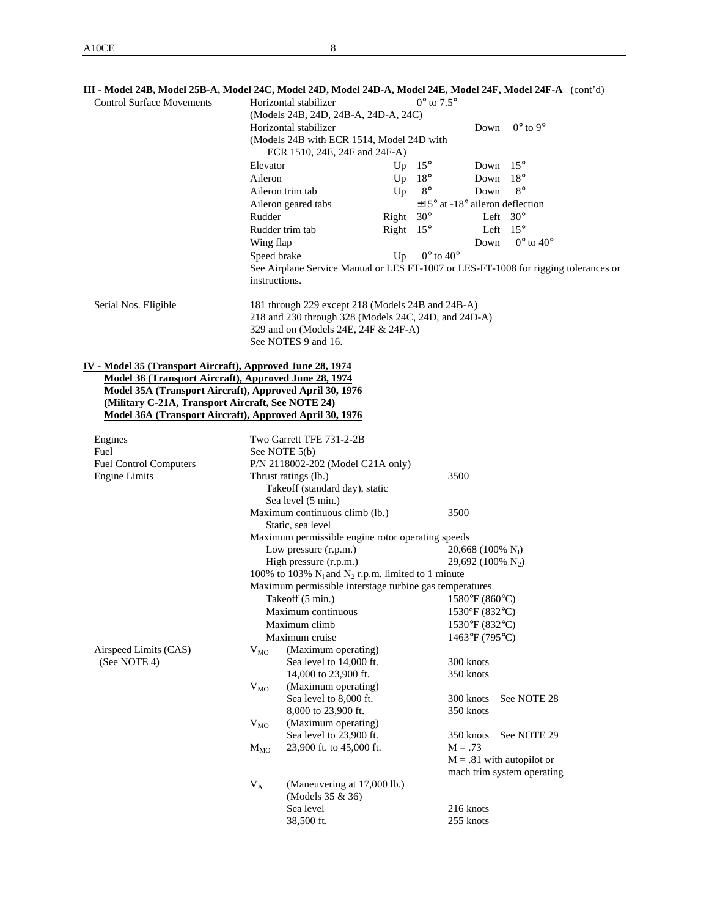**III - Model 24B, Model 25B-A, Model 24C, Model 24D, Model 24D-A, Model 24E, Model 24F, Model 24F-A** (cont'd)

| | | | | | |
|---|---|---|---|---|---|
| Control Surface Movements | Horizontal stabilizer (Models 24B, 24D, 24B-A, 24D-A, 24C) | | 0° to 7.5° | | |
| | Horizontal stabilizer (Models 24B with ECR 1514, Model 24D with ECR 1510, 24E, 24F and 24F-A) | | | Down | 0° to 9° |
| | Elevator | Up | 15° | Down | 15° |
| | Aileron | Up | 18° | Down | 18° |
| | Aileron trim tab | Up | 8° | Down | 8° |
| | Aileron geared tabs | | ±15° at -18° aileron deflection | | |
| | Rudder | Right | 30° | Left | 30° |
| | Rudder trim tab | Right | 15° | Left | 15° |
| | Wing flap | | | Down | 0° to 40° |
| | Speed brake | Up | 0° to 40° | | |

See Airplane Service Manual or LES FT-1007 or LES-FT-1008 for rigging tolerances or instructions.

Serial Nos. Eligible

181 through 229 except 218 (Models 24B and 24B-A)
218 and 230 through 328 (Models 24C, 24D, and 24D-A)
329 and on (Models 24E, 24F & 24F-A)
See NOTES 9 and 16.

**IV - Model 35 (Transport Aircraft), Approved June 28, 1974**
**Model 36 (Transport Aircraft), Approved June 28, 1974**
**Model 35A (Transport Aircraft), Approved April 30, 1976**
**(Military C-21A, Transport Aircraft, See NOTE 24)**
**Model 36A (Transport Aircraft), Approved April 30, 1976**

| | | |
|---|---|---|
| Engines | Two Garrett TFE 731-2-2B | |
| Fuel | See NOTE 5(b) | |
| Fuel Control Computers | P/N 2118002-202 (Model C21A only) | |
| Engine Limits | Thrust ratings (lb.) Takeoff (standard day), static Sea level (5 min.) | 3500 |
| | Maximum continuous climb (lb.) Static, sea level | 3500 |
| | Maximum permissible engine rotor operating speeds | |
| | Low pressure (r.p.m.) | 20,668 (100% $N_l$) |
| | High pressure (r.p.m.) | 29,692 (100% $N_2$) |
| | 100% to 103% $N_l$ and $N_2$ r.p.m. limited to 1 minute | |
| | Maximum permissible interstage turbine gas temperatures | |
| | Takeoff (5 min.) | 1580°F (860°C) |
| | Maximum continuous | 1530°F (832°C) |
| | Maximum climb | 1530°F (832°C) |
| | Maximum cruise | 1463°F (795°C) |
| Airspeed Limits (CAS) (See NOTE 4) | $V_{MO}$ (Maximum operating) | |
| | Sea level to 14,000 ft. | 300 knots |
| | 14,000 to 23,900 ft. | 350 knots |
| | $V_{MO}$ (Maximum operating) | |
| | Sea level to 8,000 ft. | 300 knots See NOTE 28 |
| | 8,000 to 23,900 ft. | 350 knots |
| | $V_{MO}$ (Maximum operating) | |
| | Sea level to 23,900 ft. | 350 knots See NOTE 29 |
| | $M_{MO}$ 23,900 ft. to 45,000 ft. | M = .73 |
| | | M = .81 with autopilot or mach trim system operating |
| | $V_A$ (Maneuvering at 17,000 lb.) (Models 35 & 36) | |
| | Sea level | 216 knots |
| | 38,500 ft. | 255 knots |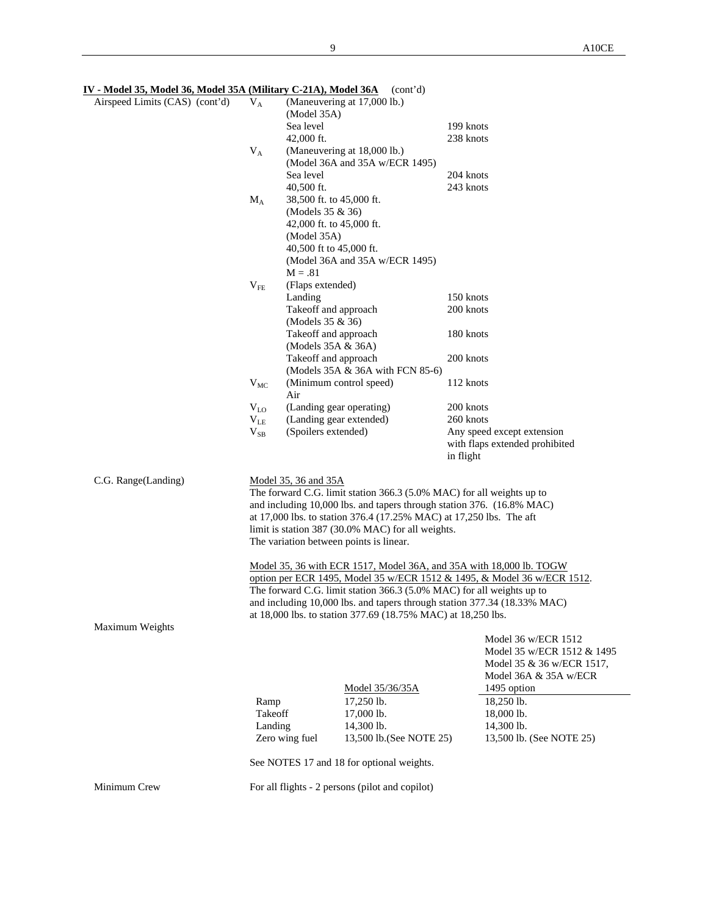**IV - Model 35, Model 36, Model 35A (Military C-21A), Model 36A** (cont'd)

Airspeed Limits (CAS) (cont'd)

| | | | |
|---|---|---|---|
| | $V_A$ | (Maneuvering at 17,000 lb.) (Model 35A) | |
| | | Sea level | 199 knots |
| | | 42,000 ft. | 238 knots |
| | $V_A$ | (Maneuvering at 18,000 lb.) (Model 36A and 35A w/ECR 1495) | |
| | | Sea level | 204 knots |
| | | 40,500 ft. | 243 knots |
| | $M_A$ | 38,500 ft. to 45,000 ft. (Models 35 & 36) | |
| | | 42,000 ft. to 45,000 ft. (Model 35A) | |
| | | 40,500 ft to 45,000 ft. (Model 36A and 35A w/ECR 1495) | |
| | | M = .81 | |
| | $V_{FE}$ | (Flaps extended) | |
| | | Landing | 150 knots |
| | | Takeoff and approach (Models 35 & 36) | 200 knots |
| | | Takeoff and approach (Models 35A & 36A) | 180 knots |
| | | Takeoff and approach (Models 35A & 36A with FCN 85-6) | 200 knots |
| | $V_{MC}$ | (Minimum control speed) Air | 112 knots |
| | $V_{LO}$ | (Landing gear operating) | 200 knots |
| | $V_{LE}$ | (Landing gear extended) | 260 knots |
| | $V_{SB}$ | (Spoilers extended) | Any speed except extension with flaps extended prohibited in flight |

C.G. Range(Landing)

Model 35, 36 and 35A
The forward C.G. limit station 366.3 (5.0% MAC) for all weights up to and including 10,000 lbs. and tapers through station 376. (16.8% MAC) at 17,000 lbs. to station 376.4 (17.25% MAC) at 17,250 lbs. The aft limit is station 387 (30.0% MAC) for all weights.
The variation between points is linear.

Model 35, 36 with ECR 1517, Model 36A, and 35A with 18,000 lb. TOGW option per ECR 1495, Model 35 w/ECR 1512 & 1495, & Model 36 w/ECR 1512.
The forward C.G. limit station 366.3 (5.0% MAC) for all weights up to and including 10,000 lbs. and tapers through station 377.34 (18.33% MAC) at 18,000 lbs. to station 377.69 (18.75% MAC) at 18,250 lbs.

Maximum Weights

| | Model 35/36/35A | Model 36 w/ECR 1512<br>Model 35 w/ECR 1512 & 1495<br>Model 35 & 36 w/ECR 1517,<br>Model 36A & 35A w/ECR 1495 option |
|---|---|---|
| Ramp | 17,250 lb. | 18,250 lb. |
| Takeoff | 17,000 lb. | 18,000 lb. |
| Landing | 14,300 lb. | 14,300 lb. |
| Zero wing fuel | 13,500 lb.(See NOTE 25) | 13,500 lb. (See NOTE 25) |

See NOTES 17 and 18 for optional weights.

Minimum Crew — For all flights - 2 persons (pilot and copilot)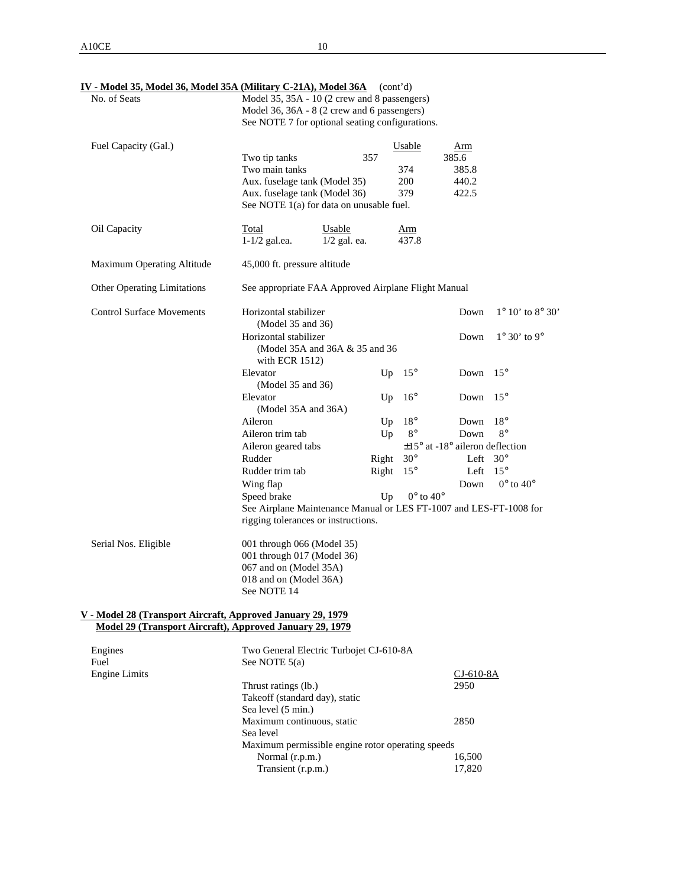**IV - Model 35, Model 36, Model 35A (Military C-21A), Model 36A** (cont'd)

| | |
|---|---|
| No. of Seats | Model 35, 35A - 10 (2 crew and 8 passengers)<br>Model 36, 36A - 8 (2 crew and 6 passengers)<br>See NOTE 7 for optional seating configurations. |

Fuel Capacity (Gal.)

| | Usable | Arm |
|---|---|---|
| Two tip tanks | 357 | 385.6 |
| Two main tanks | 374 | 385.8 |
| Aux. fuselage tank (Model 35) | 200 | 440.2 |
| Aux. fuselage tank (Model 36) | 379 | 422.5 |

See NOTE 1(a) for data on unusable fuel.

Oil Capacity

| Total | Usable | Arm |
|---|---|---|
| 1-1/2 gal.ea. | 1/2 gal. ea. | 437.8 |

| | |
|---|---|
| Maximum Operating Altitude | 45,000 ft. pressure altitude |
| Other Operating Limitations | See appropriate FAA Approved Airplane Flight Manual |

Control Surface Movements

| | | | | |
|---|---|---|---|---|
| Horizontal stabilizer (Model 35 and 36) | | | Down | 1° 10' to 8° 30' |
| Horizontal stabilizer (Model 35A and 36A & 35 and 36 with ECR 1512) | | | Down | 1° 30' to 9° |
| Elevator (Model 35 and 36) | Up | 15° | Down | 15° |
| Elevator (Model 35A and 36A) | Up | 16° | Down | 15° |
| Aileron | Up | 18° | Down | 18° |
| Aileron trim tab | Up | 8° | Down | 8° |
| Aileron geared tabs | | ±15° at -18° aileron deflection | | |
| Rudder | Right | 30° | Left | 30° |
| Rudder trim tab | Right | 15° | Left | 15° |
| Wing flap | | | Down | 0° to 40° |
| Speed brake | Up | 0° to 40° | | |

See Airplane Maintenance Manual or LES FT-1007 and LES-FT-1008 for rigging tolerances or instructions.

Serial Nos. Eligible

001 through 066 (Model 35)
001 through 017 (Model 36)
067 and on (Model 35A)
018 and on (Model 36A)
See NOTE 14

**V - Model 28 (Transport Aircraft, Approved January 29, 1979**
**Model 29 (Transport Aircraft), Approved January 29, 1979**

| | |
|---|---|
| Engines | Two General Electric Turbojet CJ-610-8A |
| Fuel | See NOTE 5(a) |

Engine Limits

| | CJ-610-8A |
|---|---|
| Thrust ratings (lb.) Takeoff (standard day), static Sea level (5 min.) | 2950 |
| Maximum continuous, static Sea level | 2850 |
| Maximum permissible engine rotor operating speeds | |
| Normal (r.p.m.) | 16,500 |
| Transient (r.p.m.) | 17,820 |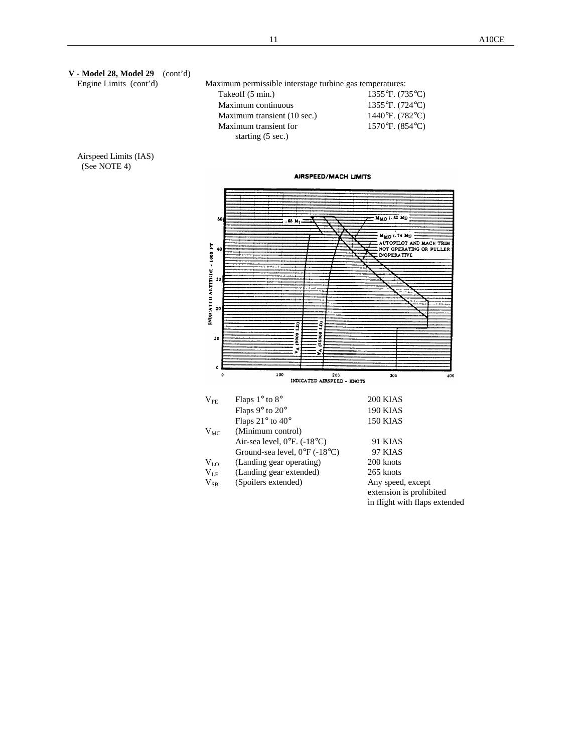**V - Model 28, Model 29** (cont'd)

Engine Limits (cont'd)

Maximum permissible interstage turbine gas temperatures:

| | |
|---|---|
| Takeoff (5 min.) | 1355°F. (735°C) |
| Maximum continuous | 1355°F. (724°C) |
| Maximum transient (10 sec.) | 1440°F. (782°C) |
| Maximum transient for starting (5 sec.) | 1570°F. (854°C) |

Airspeed Limits (IAS) (See NOTE 4)

AIRSPEED/MACH LIMITS

| | | |
|---|---|---|
| $V_{FE}$ | Flaps 1° to 8° | 200 KIAS |
| | Flaps 9° to 20° | 190 KIAS |
| | Flaps 21° to 40° | 150 KIAS |
| $V_{MC}$ | (Minimum control) | |
| | Air-sea level, 0°F. (-18°C) | 91 KIAS |
| | Ground-sea level, 0°F (-18°C) | 97 KIAS |
| $V_{LO}$ | (Landing gear operating) | 200 knots |
| $V_{LE}$ | (Landing gear extended) | 265 knots |
| $V_{SB}$ | (Spoilers extended) | Any speed, except extension is prohibited in flight with flaps extended |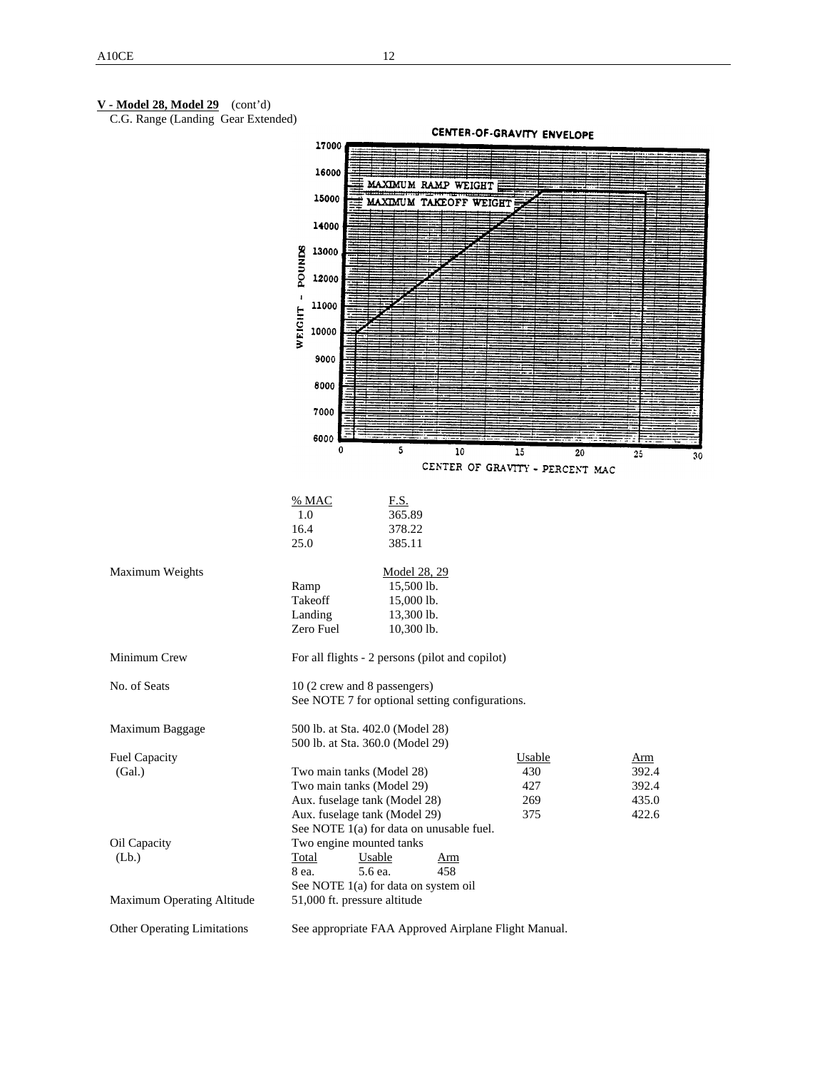**V - Model 28, Model 29** (cont'd)

C.G. Range (Landing Gear Extended)

CENTER-OF-GRAVITY ENVELOPE

| % MAC | F.S. |
|---|---|
| 1.0 | 365.89 |
| 16.4 | 378.22 |
| 25.0 | 385.11 |

Maximum Weights

| | Model 28, 29 |
|---|---|
| Ramp | 15,500 lb. |
| Takeoff | 15,000 lb. |
| Landing | 13,300 lb. |
| Zero Fuel | 10,300 lb. |

Minimum Crew — For all flights - 2 persons (pilot and copilot)

No. of Seats — 10 (2 crew and 8 passengers)
See NOTE 7 for optional setting configurations.

Maximum Baggage — 500 lb. at Sta. 402.0 (Model 28)
500 lb. at Sta. 360.0 (Model 29)

Fuel Capacity (Gal.)

| | Usable | Arm |
|---|---|---|
| Two main tanks (Model 28) | 430 | 392.4 |
| Two main tanks (Model 29) | 427 | 392.4 |
| Aux. fuselage tank (Model 28) | 269 | 435.0 |
| Aux. fuselage tank (Model 29) | 375 | 422.6 |

See NOTE 1(a) for data on unusable fuel.

Oil Capacity (Lb.) — Two engine mounted tanks

| Total | Usable | Arm |
|---|---|---|
| 8 ea. | 5.6 ea. | 458 |

See NOTE 1(a) for data on system oil

Maximum Operating Altitude — 51,000 ft. pressure altitude

Other Operating Limitations — See appropriate FAA Approved Airplane Flight Manual.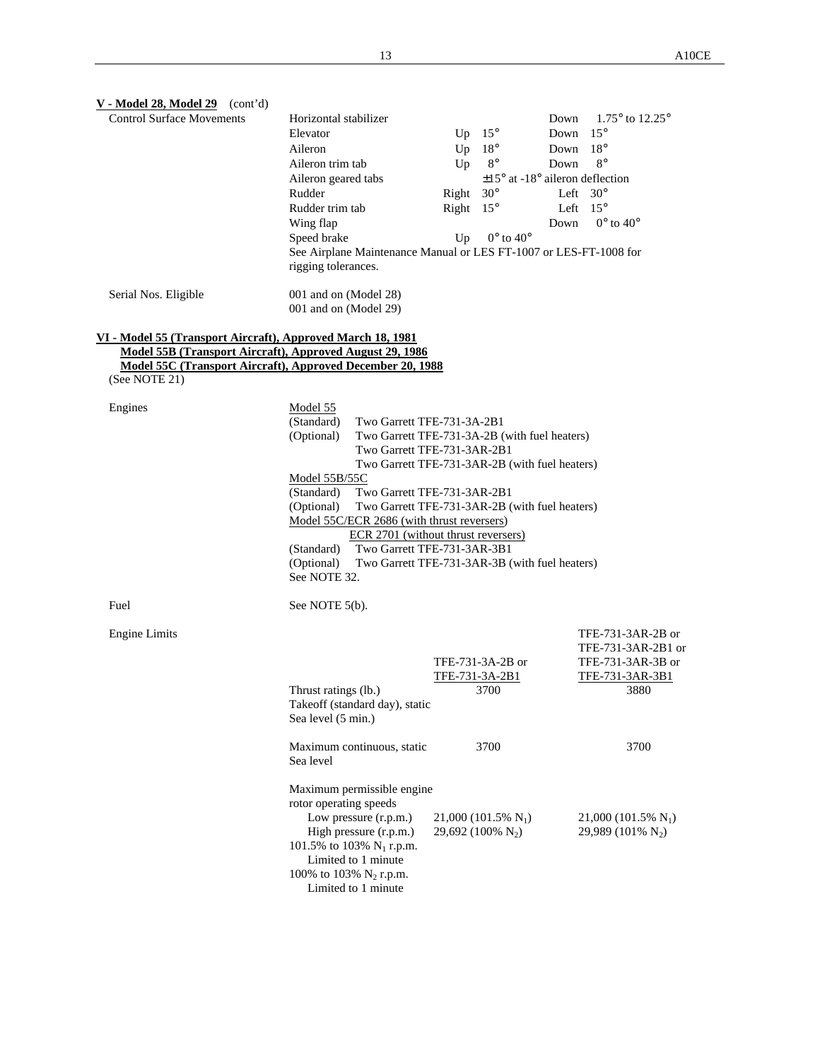**V - Model 28, Model 29** (cont'd)

| | | | | | |
|---|---|---|---|---|---|
| Control Surface Movements | Horizontal stabilizer | | | Down | 1.75° to 12.25° |
| | Elevator | Up | 15° | Down | 15° |
| | Aileron | Up | 18° | Down | 18° |
| | Aileron trim tab | Up | 8° | Down | 8° |
| | Aileron geared tabs | | ±15° at -18° aileron deflection | | |
| | Rudder | Right | 30° | Left | 30° |
| | Rudder trim tab | Right | 15° | Left | 15° |
| | Wing flap | | | Down | 0° to 40° |
| | Speed brake | Up | 0° to 40° | | |

See Airplane Maintenance Manual or LES FT-1007 or LES-FT-1008 for rigging tolerances.

Serial Nos. Eligible

001 and on (Model 28)
001 and on (Model 29)

**VI - Model 55 (Transport Aircraft), Approved March 18, 1981**
**Model 55B (Transport Aircraft), Approved August 29, 1986**
**Model 55C (Transport Aircraft), Approved December 20, 1988**
(See NOTE 21)

Engines

Model 55
(Standard) Two Garrett TFE-731-3A-2B1
(Optional) Two Garrett TFE-731-3A-2B (with fuel heaters)
Two Garrett TFE-731-3AR-2B1
Two Garrett TFE-731-3AR-2B (with fuel heaters)

Model 55B/55C
(Standard) Two Garrett TFE-731-3AR-2B1
(Optional) Two Garrett TFE-731-3AR-2B (with fuel heaters)

Model 55C/ECR 2686 (with thrust reversers)
ECR 2701 (without thrust reversers)
(Standard) Two Garrett TFE-731-3AR-3B1
(Optional) Two Garrett TFE-731-3AR-3B (with fuel heaters)
See NOTE 32.

Fuel

See NOTE 5(b).

Engine Limits

| | TFE-731-3A-2B or TFE-731-3A-2B1 | TFE-731-3AR-2B or TFE-731-3AR-2B1 or TFE-731-3AR-3B or TFE-731-3AR-3B1 |
|---|---|---|
| Thrust ratings (lb.) Takeoff (standard day), static Sea level (5 min.) | 3700 | 3880 |
| Maximum continuous, static Sea level | 3700 | 3700 |
| Maximum permissible engine rotor operating speeds | | |
| Low pressure (r.p.m.) | 21,000 (101.5% $N_1$) | 21,000 (101.5% $N_1$) |
| High pressure (r.p.m.) | 29,692 (100% $N_2$) | 29,989 (101% $N_2$) |
| 101.5% to 103% $N_1$ r.p.m. Limited to 1 minute | | |
| 100% to 103% $N_2$ r.p.m. Limited to 1 minute | | |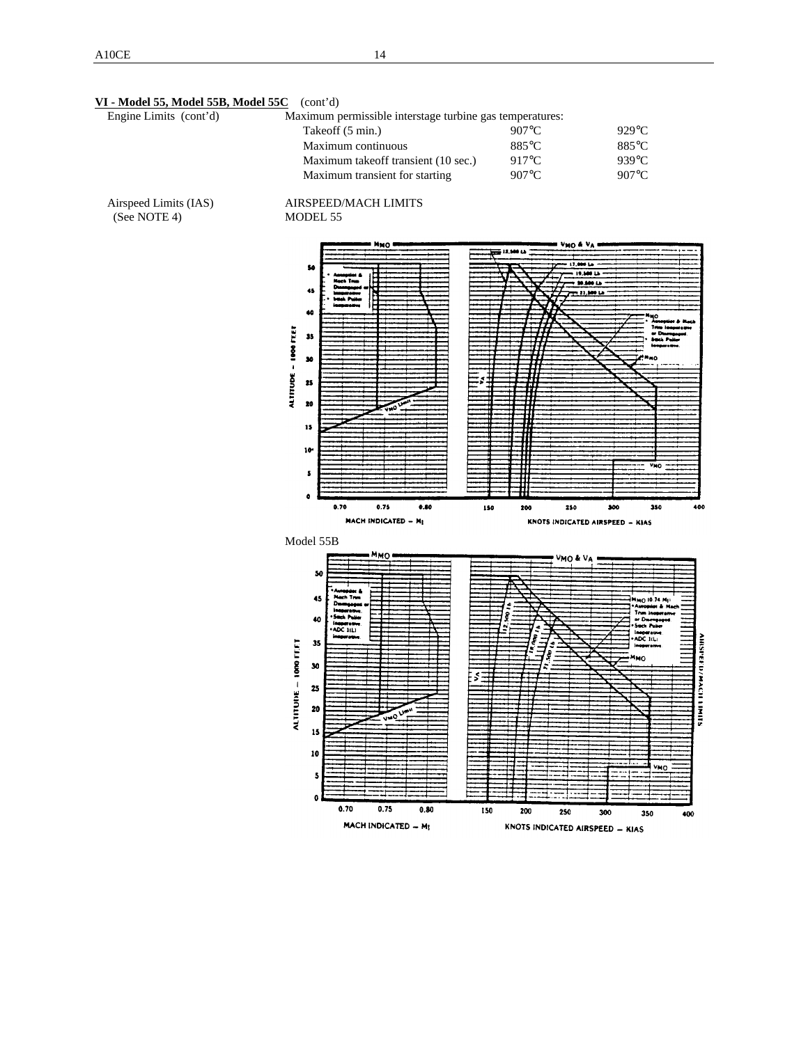**VI - Model 55, Model 55B, Model 55C** (cont'd)

Engine Limits (cont'd)

Maximum permissible interstage turbine gas temperatures:

| | | |
|---|---|---|
| Takeoff (5 min.) | 907°C | 929°C |
| Maximum continuous | 885°C | 885°C |
| Maximum takeoff transient (10 sec.) | 917°C | 939°C |
| Maximum transient for starting | 907°C | 907°C |

Airspeed Limits (IAS)
(See NOTE 4)

AIRSPEED/MACH LIMITS

MODEL 55

Model 55B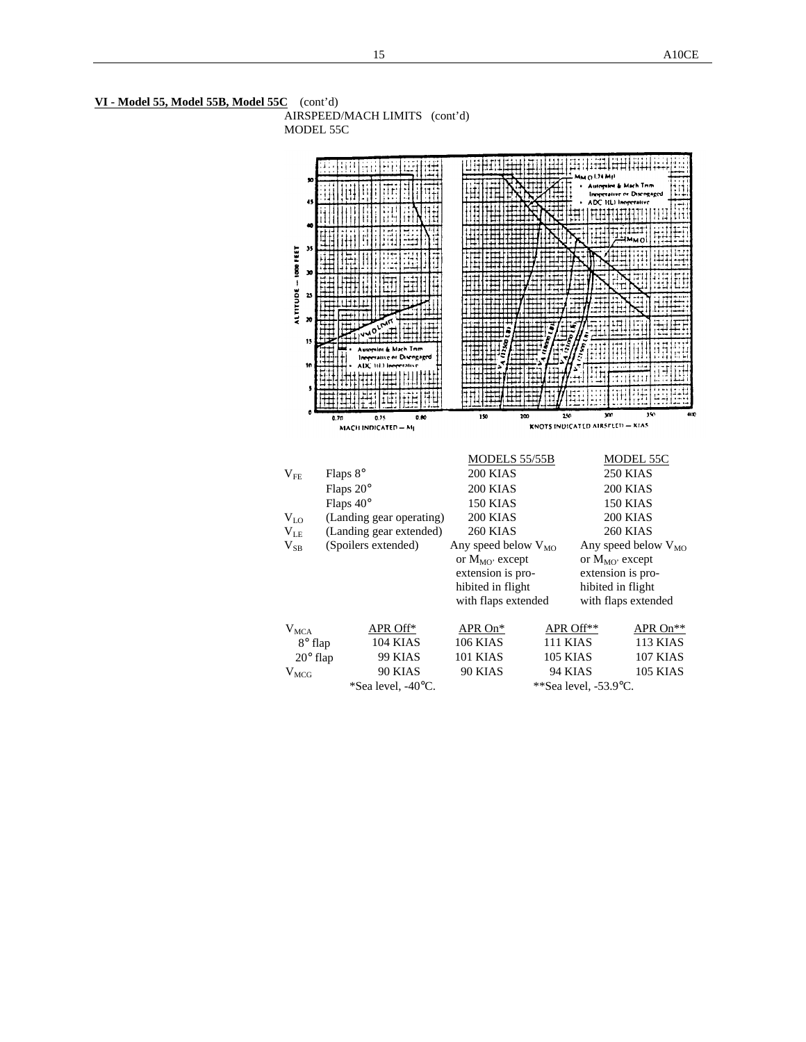**VI - Model 55, Model 55B, Model 55C** (cont'd)

AIRSPEED/MACH LIMITS (cont'd)

MODEL 55C

| | | MODELS 55/55B | MODEL 55C |
|---|---|---|---|
| $V_{FE}$ | Flaps 8° | 200 KIAS | 250 KIAS |
| | Flaps 20° | 200 KIAS | 200 KIAS |
| | Flaps 40° | 150 KIAS | 150 KIAS |
| $V_{LO}$ | (Landing gear operating) | 200 KIAS | 200 KIAS |
| $V_{LE}$ | (Landing gear extended) | 260 KIAS | 260 KIAS |
| $V_{SB}$ | (Spoilers extended) | Any speed below $V_{MO}$ or $M_{MO}$, except extension is prohibited in flight with flaps extended | Any speed below $V_{MO}$ or $M_{MO}$, except extension is prohibited in flight with flaps extended |

| | APR Off* | APR On* | APR Off** | APR On** |
|---|---|---|---|---|
| $V_{MCA}$ | | | | |
| 8° flap | 104 KIAS | 106 KIAS | 111 KIAS | 113 KIAS |
| 20° flap | 99 KIAS | 101 KIAS | 105 KIAS | 107 KIAS |
| $V_{MCG}$ | 90 KIAS | 90 KIAS | 94 KIAS | 105 KIAS |

*Sea level, -40°C. **Sea level, -53.9°C.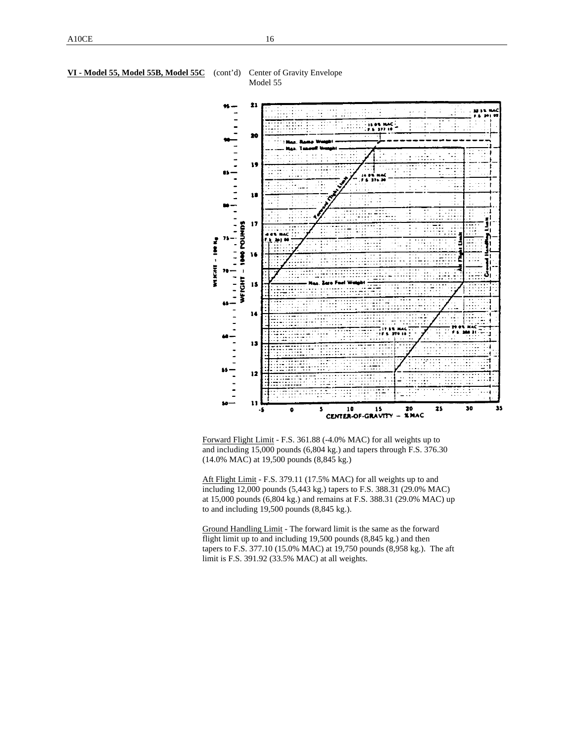**VI - Model 55, Model 55B, Model 55C** (cont'd) Center of Gravity Envelope
Model 55

Forward Flight Limit - F.S. 361.88 (-4.0% MAC) for all weights up to and including 15,000 pounds (6,804 kg.) and tapers through F.S. 376.30 (14.0% MAC) at 19,500 pounds (8,845 kg.)

Aft Flight Limit - F.S. 379.11 (17.5% MAC) for all weights up to and including 12,000 pounds (5,443 kg.) tapers to F.S. 388.31 (29.0% MAC) at 15,000 pounds (6,804 kg.) and remains at F.S. 388.31 (29.0% MAC) up to and including 19,500 pounds (8,845 kg.).

Ground Handling Limit - The forward limit is the same as the forward flight limit up to and including 19,500 pounds (8,845 kg.) and then tapers to F.S. 377.10 (15.0% MAC) at 19,750 pounds (8,958 kg.). The aft limit is F.S. 391.92 (33.5% MAC) at all weights.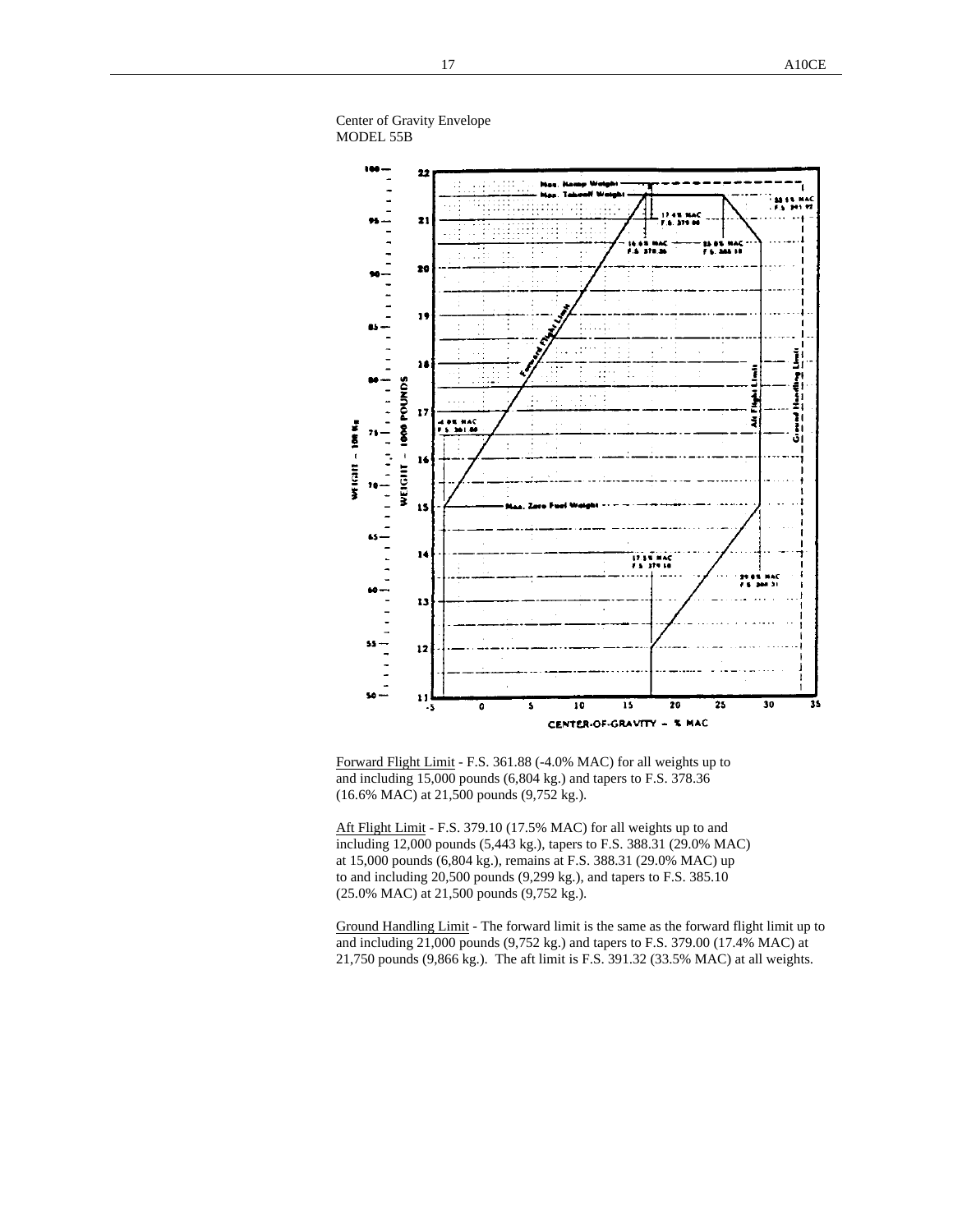Center of Gravity Envelope
MODEL 55B

<u>Forward Flight Limit</u> - F.S. 361.88 (-4.0% MAC) for all weights up to and including 15,000 pounds (6,804 kg.) and tapers to F.S. 378.36 (16.6% MAC) at 21,500 pounds (9,752 kg.).

<u>Aft Flight Limit</u> - F.S. 379.10 (17.5% MAC) for all weights up to and including 12,000 pounds (5,443 kg.), tapers to F.S. 388.31 (29.0% MAC) at 15,000 pounds (6,804 kg.), remains at F.S. 388.31 (29.0% MAC) up to and including 20,500 pounds (9,299 kg.), and tapers to F.S. 385.10 (25.0% MAC) at 21,500 pounds (9,752 kg.).

<u>Ground Handling Limit</u> - The forward limit is the same as the forward flight limit up to and including 21,000 pounds (9,752 kg.) and tapers to F.S. 379.00 (17.4% MAC) at 21,750 pounds (9,866 kg.). The aft limit is F.S. 391.32 (33.5% MAC) at all weights.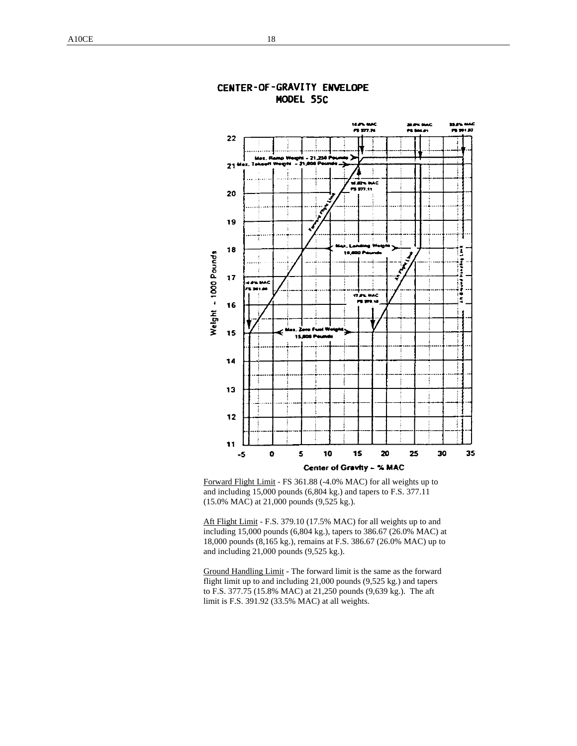## CENTER-OF-GRAVITY ENVELOPE
### MODEL 55C

Forward Flight Limit - FS 361.88 (-4.0% MAC) for all weights up to and including 15,000 pounds (6,804 kg.) and tapers to F.S. 377.11 (15.0% MAC) at 21,000 pounds (9,525 kg.).

Aft Flight Limit - F.S. 379.10 (17.5% MAC) for all weights up to and including 15,000 pounds (6,804 kg.), tapers to 386.67 (26.0% MAC) at 18,000 pounds (8,165 kg.), remains at F.S. 386.67 (26.0% MAC) up to and including 21,000 pounds (9,525 kg.).

Ground Handling Limit - The forward limit is the same as the forward flight limit up to and including 21,000 pounds (9,525 kg.) and tapers to F.S. 377.75 (15.8% MAC) at 21,250 pounds (9,639 kg.). The aft limit is F.S. 391.92 (33.5% MAC) at all weights.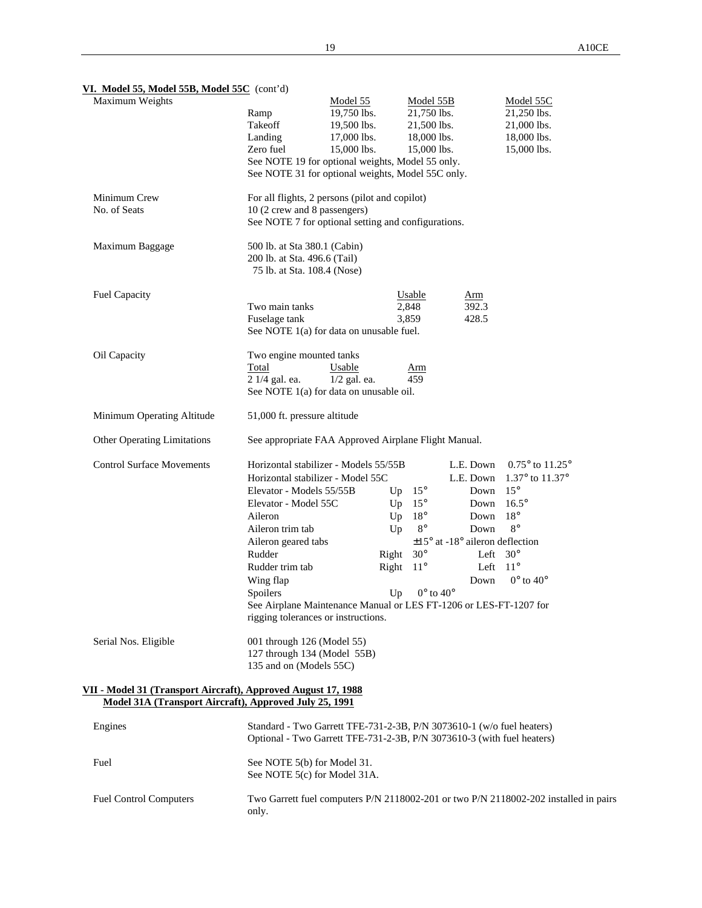**VI. Model 55, Model 55B, Model 55C** (cont'd)

Maximum Weights

| | Model 55 | Model 55B | Model 55C |
|---|---|---|---|
| Ramp | 19,750 lbs. | 21,750 lbs. | 21,250 lbs. |
| Takeoff | 19,500 lbs. | 21,500 lbs. | 21,000 lbs. |
| Landing | 17,000 lbs. | 18,000 lbs. | 18,000 lbs. |
| Zero fuel | 15,000 lbs. | 15,000 lbs. | 15,000 lbs. |

See NOTE 19 for optional weights, Model 55 only.
See NOTE 31 for optional weights, Model 55C only.

Minimum Crew: For all flights, 2 persons (pilot and copilot)

No. of Seats: 10 (2 crew and 8 passengers)
See NOTE 7 for optional setting and configurations.

Maximum Baggage:
500 lb. at Sta 380.1 (Cabin)
200 lb. at Sta. 496.6 (Tail)
75 lb. at Sta. 108.4 (Nose)

Fuel Capacity

| | Usable | Arm |
|---|---|---|
| Two main tanks | 2,848 | 392.3 |
| Fuselage tank | 3,859 | 428.5 |

See NOTE 1(a) for data on unusable fuel.

Oil Capacity: Two engine mounted tanks

| Total | Usable | Arm |
|---|---|---|
| 2 1/4 gal. ea. | 1/2 gal. ea. | 459 |

See NOTE 1(a) for data on unusable oil.

Minimum Operating Altitude: 51,000 ft. pressure altitude

Other Operating Limitations: See appropriate FAA Approved Airplane Flight Manual.

Control Surface Movements

| | | | | |
|---|---|---|---|---|
| Horizontal stabilizer - Models 55/55B | | | L.E. Down | 0.75° to 11.25° |
| Horizontal stabilizer - Model 55C | | | L.E. Down | 1.37° to 11.37° |
| Elevator - Models 55/55B | Up | 15° | Down | 15° |
| Elevator - Model 55C | Up | 15° | Down | 16.5° |
| Aileron | Up | 18° | Down | 18° |
| Aileron trim tab | Up | 8° | Down | 8° |
| Aileron geared tabs | | ±15° at -18° aileron deflection | | |
| Rudder | Right | 30° | Left | 30° |
| Rudder trim tab | Right | 11° | Left | 11° |
| Wing flap | | | Down | 0° to 40° |
| Spoilers | Up | 0° to 40° | | |

See Airplane Maintenance Manual or LES FT-1206 or LES-FT-1207 for rigging tolerances or instructions.

Serial Nos. Eligible:
001 through 126 (Model 55)
127 through 134 (Model 55B)
135 and on (Models 55C)

**VII - Model 31 (Transport Aircraft), Approved August 17, 1988**
**Model 31A (Transport Aircraft), Approved July 25, 1991**

Engines:
Standard - Two Garrett TFE-731-2-3B, P/N 3073610-1 (w/o fuel heaters)
Optional - Two Garrett TFE-731-2-3B, P/N 3073610-3 (with fuel heaters)

Fuel:
See NOTE 5(b) for Model 31.
See NOTE 5(c) for Model 31A.

Fuel Control Computers: Two Garrett fuel computers P/N 2118002-201 or two P/N 2118002-202 installed in pairs only.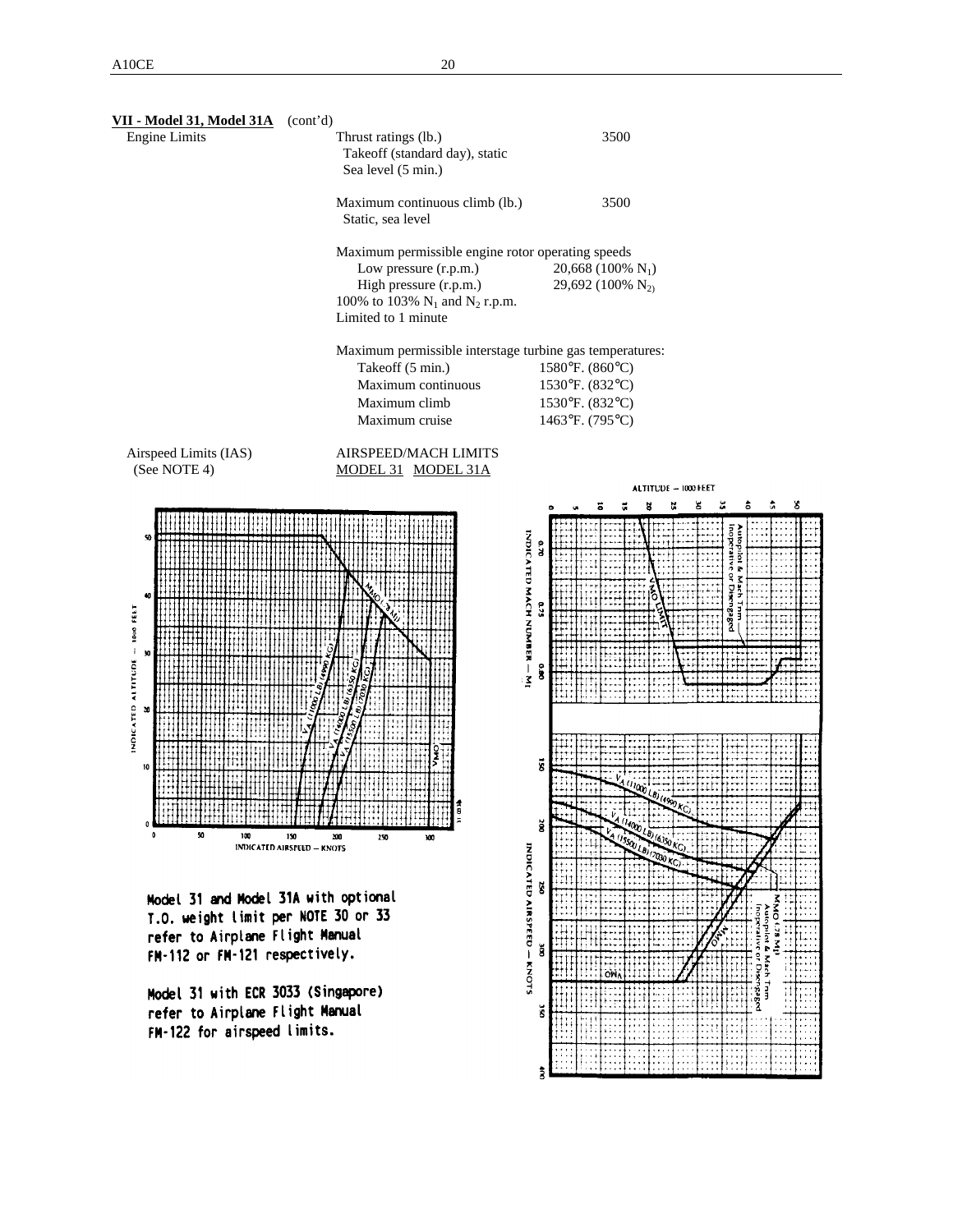**VII - Model 31, Model 31A** (cont'd)

| | | |
|---|---|---|
| Engine Limits | Thrust ratings (lb.)<br>Takeoff (standard day), static<br>Sea level (5 min.) | 3500 |
| | Maximum continuous climb (lb.)<br>Static, sea level | 3500 |
| | Maximum permissible engine rotor operating speeds | |
| | Low pressure (r.p.m.) | 20,668 (100% $N_1$) |
| | High pressure (r.p.m.) | 29,692 (100% $N_2$) |
| | 100% to 103% $N_1$ and $N_2$ r.p.m.<br>Limited to 1 minute | |
| | Maximum permissible interstage turbine gas temperatures: | |
| | Takeoff (5 min.) | 1580°F. (860°C) |
| | Maximum continuous | 1530°F. (832°C) |
| | Maximum climb | 1530°F. (832°C) |
| | Maximum cruise | 1463°F. (795°C) |

Airspeed Limits (IAS) (See NOTE 4)

AIRSPEED/MACH LIMITS

MODEL 31 MODEL 31A

Model 31 and Model 31A with optional T.O. weight limit per NOTE 30 or 33 refer to Airplane Flight Manual FM-112 or FM-121 respectively.

Model 31 with ECR 3033 (Singapore) refer to Airplane Flight Manual FM-122 for airspeed limits.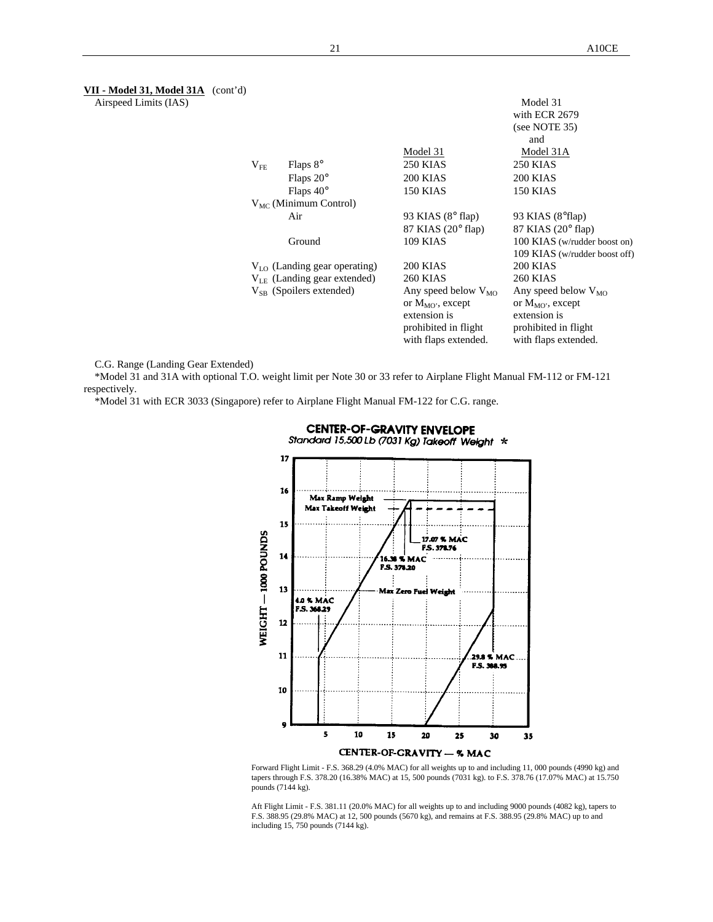**VII - Model 31, Model 31A** (cont'd)

Airspeed Limits (IAS)

| | | Model 31 | Model 31 with ECR 2679 (see NOTE 35) and Model 31A |
|---|---|---|---|
| $V_{FE}$ | Flaps 8° | 250 KIAS | 250 KIAS |
| | Flaps 20° | 200 KIAS | 200 KIAS |
| | Flaps 40° | 150 KIAS | 150 KIAS |
| $V_{MC}$ (Minimum Control) | | | |
| | Air | 93 KIAS (8° flap)<br>87 KIAS (20° flap) | 93 KIAS (8°flap)<br>87 KIAS (20° flap) |
| | Ground | 109 KIAS | 100 KIAS (w/rudder boost on)<br>109 KIAS (w/rudder boost off) |
| $V_{LO}$ (Landing gear operating) | | 200 KIAS | 200 KIAS |
| $V_{LE}$ (Landing gear extended) | | 260 KIAS | 260 KIAS |
| $V_{SB}$ (Spoilers extended) | | Any speed below $V_{MO}$ or $M_{MO}$, except extension is prohibited in flight with flaps extended. | Any speed below $V_{MO}$ or $M_{MO}$, except extension is prohibited in flight with flaps extended. |

C.G. Range (Landing Gear Extended)

*Model 31 and 31A with optional T.O. weight limit per Note 30 or 33 refer to Airplane Flight Manual FM-112 or FM-121 respectively.

*Model 31 with ECR 3033 (Singapore) refer to Airplane Flight Manual FM-122 for C.G. range.

**CENTER-OF-GRAVITY ENVELOPE**
*Standard 15,500 Lb (7031 Kg) Takeoff Weight* *

Forward Flight Limit - F.S. 368.29 (4.0% MAC) for all weights up to and including 11, 000 pounds (4990 kg) and tapers through F.S. 378.20 (16.38% MAC) at 15, 500 pounds (7031 kg). to F.S. 378.76 (17.07% MAC) at 15.750 pounds (7144 kg).

Aft Flight Limit - F.S. 381.11 (20.0% MAC) for all weights up to and including 9000 pounds (4082 kg), tapers to F.S. 388.95 (29.8% MAC) at 12, 500 pounds (5670 kg), and remains at F.S. 388.95 (29.8% MAC) up to and including 15, 750 pounds (7144 kg).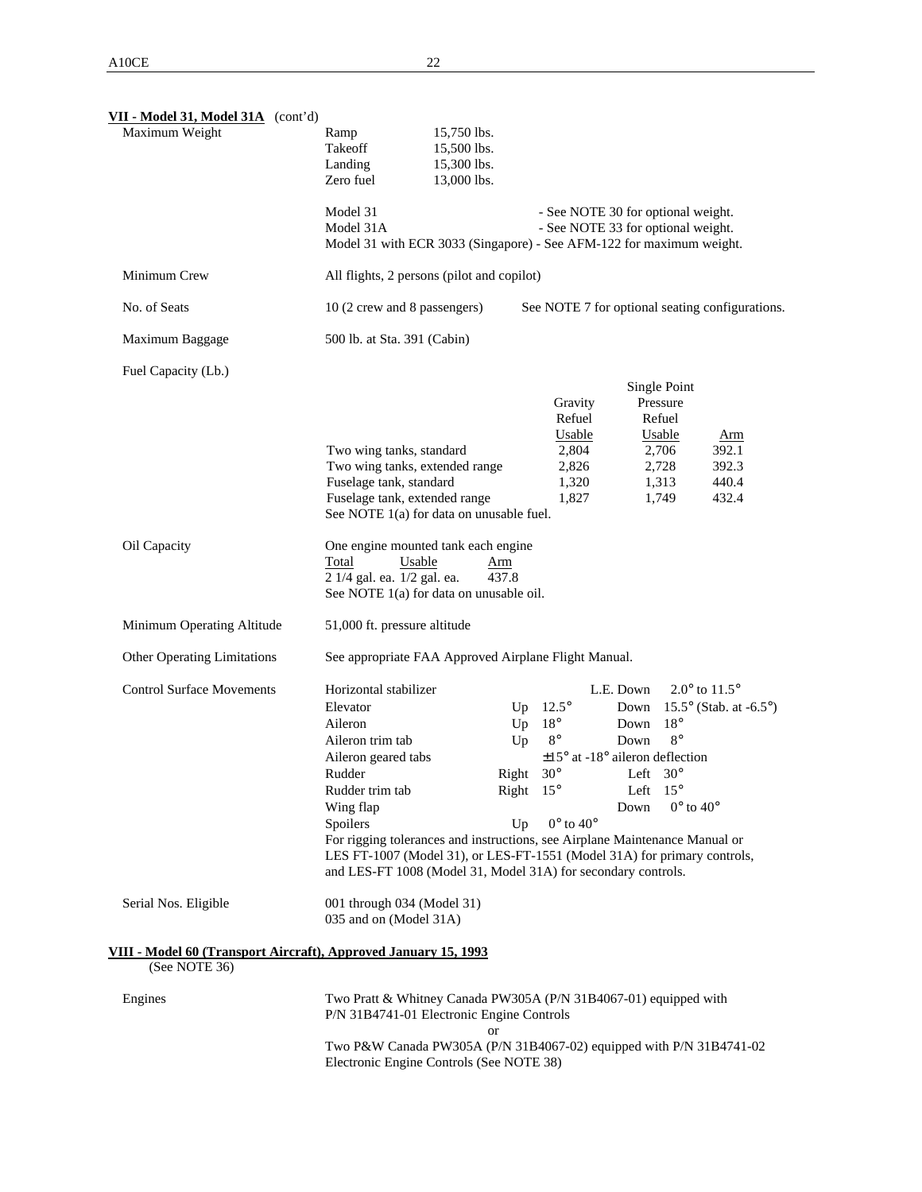**VII - Model 31, Model 31A** (cont'd)

Maximum Weight

| | |
|---|---|
| Ramp | 15,750 lbs. |
| Takeoff | 15,500 lbs. |
| Landing | 15,300 lbs. |
| Zero fuel | 13,000 lbs. |

Model 31 - See NOTE 30 for optional weight.
Model 31A - See NOTE 33 for optional weight.
Model 31 with ECR 3033 (Singapore) - See AFM-122 for maximum weight.

Minimum Crew: All flights, 2 persons (pilot and copilot)

No. of Seats: 10 (2 crew and 8 passengers) See NOTE 7 for optional seating configurations.

Maximum Baggage: 500 lb. at Sta. 391 (Cabin)

Fuel Capacity (Lb.)

| | Gravity Refuel Usable | Single Point Pressure Refuel Usable | Arm |
|---|---|---|---|
| Two wing tanks, standard | 2,804 | 2,706 | 392.1 |
| Two wing tanks, extended range | 2,826 | 2,728 | 392.3 |
| Fuselage tank, standard | 1,320 | 1,313 | 440.4 |
| Fuselage tank, extended range | 1,827 | 1,749 | 432.4 |

See NOTE 1(a) for data on unusable fuel.

Oil Capacity: One engine mounted tank each engine

| Total | Usable | Arm |
|---|---|---|
| 2 1/4 gal. ea. | 1/2 gal. ea. | 437.8 |

See NOTE 1(a) for data on unusable oil.

Minimum Operating Altitude: 51,000 ft. pressure altitude

Other Operating Limitations: See appropriate FAA Approved Airplane Flight Manual.

Control Surface Movements

| | | | | |
|---|---|---|---|---|
| Horizontal stabilizer | | | L.E. Down | 2.0° to 11.5° |
| Elevator | Up | 12.5° | Down | 15.5° (Stab. at -6.5°) |
| Aileron | Up | 18° | Down | 18° |
| Aileron trim tab | Up | 8° | Down | 8° |
| Aileron geared tabs | | ±15° at -18° aileron deflection | | |
| Rudder | Right | 30° | Left | 30° |
| Rudder trim tab | Right | 15° | Left | 15° |
| Wing flap | | | Down | 0° to 40° |
| Spoilers | Up | 0° to 40° | | |

For rigging tolerances and instructions, see Airplane Maintenance Manual or LES FT-1007 (Model 31), or LES-FT-1551 (Model 31A) for primary controls, and LES-FT 1008 (Model 31, Model 31A) for secondary controls.

Serial Nos. Eligible: 001 through 034 (Model 31)
035 and on (Model 31A)

**VIII - Model 60 (Transport Aircraft), Approved January 15, 1993**
(See NOTE 36)

Engines: Two Pratt & Whitney Canada PW305A (P/N 31B4067-01) equipped with P/N 31B4741-01 Electronic Engine Controls
or
Two P&W Canada PW305A (P/N 31B4067-02) equipped with P/N 31B4741-02 Electronic Engine Controls (See NOTE 38)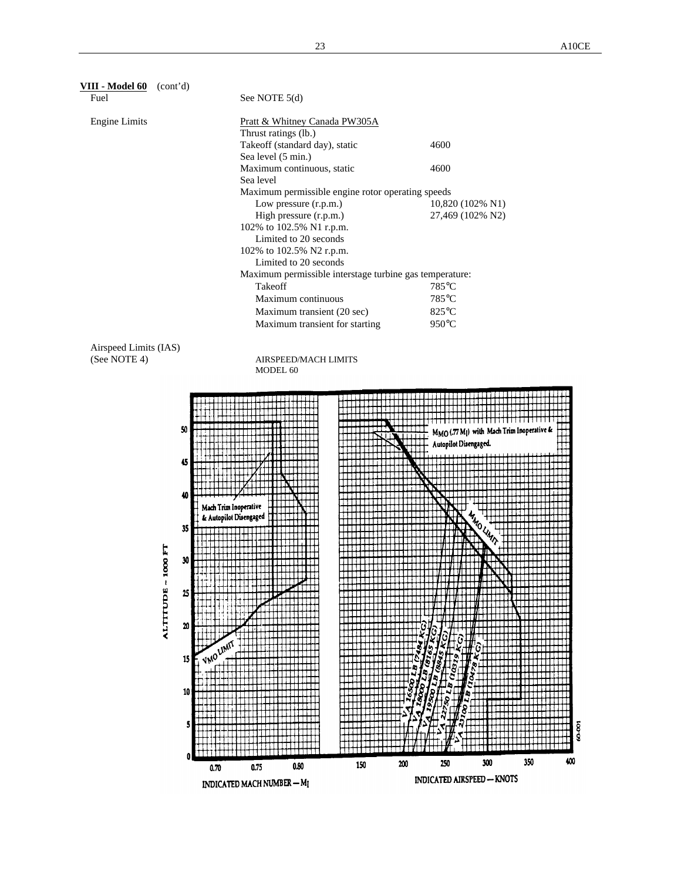**VIII - Model 60** (cont'd)

Fuel — See NOTE 5(d)

Engine Limits

| | Pratt & Whitney Canada PW305A | |
|---|---|---|
| | Thrust ratings (lb.) | |
| | Takeoff (standard day), static Sea level (5 min.) | 4600 |
| | Maximum continuous, static Sea level | 4600 |
| | Maximum permissible engine rotor operating speeds | |
| | Low pressure (r.p.m.) | 10,820 (102% N1) |
| | High pressure (r.p.m.) | 27,469 (102% N2) |
| | 102% to 102.5% N1 r.p.m. Limited to 20 seconds | |
| | 102% to 102.5% N2 r.p.m. Limited to 20 seconds | |
| | Maximum permissible interstage turbine gas temperature: | |
| | Takeoff | 785°C |
| | Maximum continuous | 785°C |
| | Maximum transient (20 sec) | 825°C |
| | Maximum transient for starting | 950°C |

Airspeed Limits (IAS)
(See NOTE 4)

AIRSPEED/MACH LIMITS
MODEL 60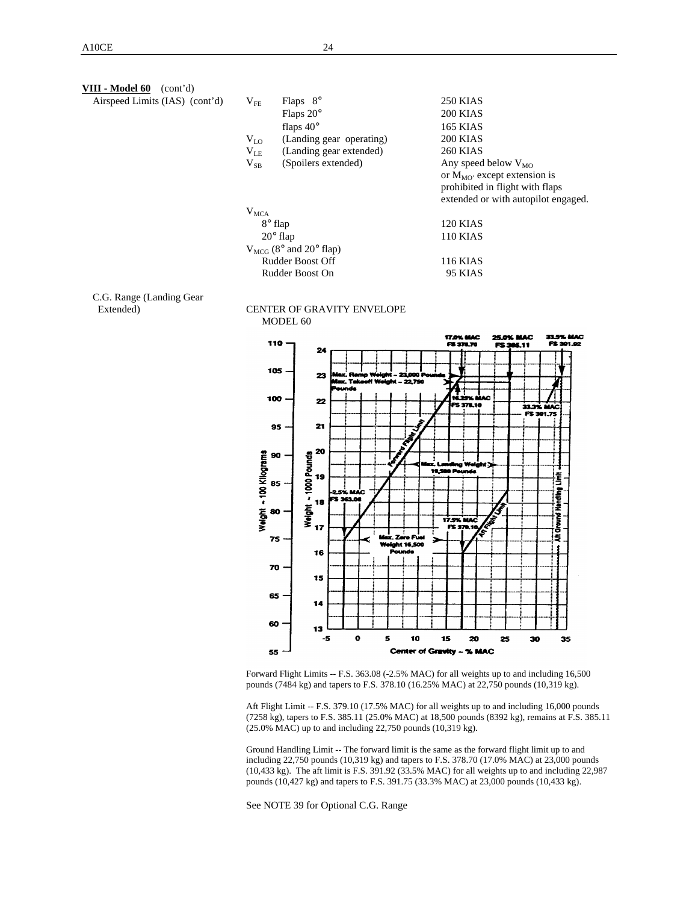**VIII - Model 60** (cont'd)

| | | | |
|---|---|---|---|
| Airspeed Limits (IAS) (cont'd) | $V_{FE}$ | Flaps 8° | 250 KIAS |
| | | Flaps 20° | 200 KIAS |
| | | flaps 40° | 165 KIAS |
| | $V_{LO}$ | (Landing gear operating) | 200 KIAS |
| | $V_{LE}$ | (Landing gear extended) | 260 KIAS |
| | $V_{SB}$ | (Spoilers extended) | Any speed below $V_{MO}$ or $M_{MO}$, except extension is prohibited in flight with flaps extended or with autopilot engaged. |
| | $V_{MCA}$ | | |
| | | 8° flap | 120 KIAS |
| | | 20° flap | 110 KIAS |
| | $V_{MCG}$ (8° and 20° flap) | | |
| | | Rudder Boost Off | 116 KIAS |
| | | Rudder Boost On | 95 KIAS |

C.G. Range (Landing Gear Extended)

CENTER OF GRAVITY ENVELOPE
MODEL 60

Forward Flight Limits -- F.S. 363.08 (-2.5% MAC) for all weights up to and including 16,500 pounds (7484 kg) and tapers to F.S. 378.10 (16.25% MAC) at 22,750 pounds (10,319 kg).

Aft Flight Limit -- F.S. 379.10 (17.5% MAC) for all weights up to and including 16,000 pounds (7258 kg), tapers to F.S. 385.11 (25.0% MAC) at 18,500 pounds (8392 kg), remains at F.S. 385.11 (25.0% MAC) up to and including 22,750 pounds (10,319 kg).

Ground Handling Limit -- The forward limit is the same as the forward flight limit up to and including 22,750 pounds (10,319 kg) and tapers to F.S. 378.70 (17.0% MAC) at 23,000 pounds (10,433 kg). The aft limit is F.S. 391.92 (33.5% MAC) for all weights up to and including 22,987 pounds (10,427 kg) and tapers to F.S. 391.75 (33.3% MAC) at 23,000 pounds (10,433 kg).

See NOTE 39 for Optional C.G. Range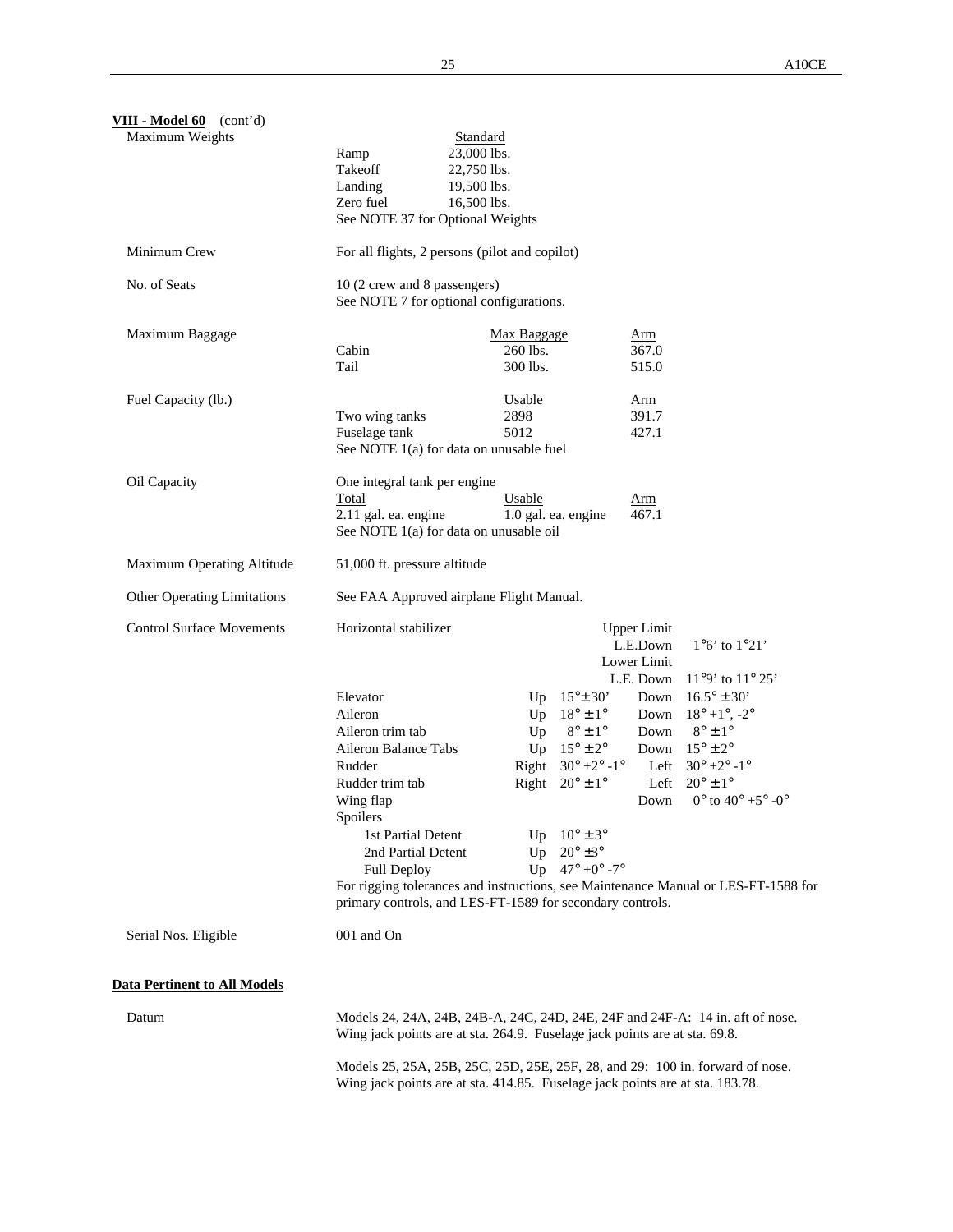**VIII - Model 60** (cont'd)

**Maximum Weights**

| | Standard |
|---|---|
| Ramp | 23,000 lbs. |
| Takeoff | 22,750 lbs. |
| Landing | 19,500 lbs. |
| Zero fuel | 16,500 lbs. |

See NOTE 37 for Optional Weights

**Minimum Crew**

For all flights, 2 persons (pilot and copilot)

**No. of Seats**

10 (2 crew and 8 passengers)
See NOTE 7 for optional configurations.

**Maximum Baggage**

| | Max Baggage | Arm |
|---|---|---|
| Cabin | 260 lbs. | 367.0 |
| Tail | 300 lbs. | 515.0 |

**Fuel Capacity (lb.)**

| | Usable | Arm |
|---|---|---|
| Two wing tanks | 2898 | 391.7 |
| Fuselage tank | 5012 | 427.1 |

See NOTE 1(a) for data on unusable fuel

**Oil Capacity**

One integral tank per engine

| Total | Usable | Arm |
|---|---|---|
| 2.11 gal. ea. engine | 1.0 gal. ea. engine | 467.1 |

See NOTE 1(a) for data on unusable oil

**Maximum Operating Altitude**

51,000 ft. pressure altitude

**Other Operating Limitations**

See FAA Approved airplane Flight Manual.

**Control Surface Movements**

| | | | | |
|---|---|---|---|---|
| Horizontal stabilizer | | | Upper Limit L.E.Down | 1°6' to 1°21' |
| | | | Lower Limit L.E. Down | 11°9' to 11° 25' |
| Elevator | Up | 15°± 30' | Down | 16.5° ± 30' |
| Aileron | Up | 18° ± 1° | Down | 18° +1°, -2° |
| Aileron trim tab | Up | 8° ± 1° | Down | 8° ± 1° |
| Aileron Balance Tabs | Up | 15° ± 2° | Down | 15° ± 2° |
| Rudder | Right | 30° +2° -1° | Left | 30° +2° -1° |
| Rudder trim tab | Right | 20° ± 1° | Left | 20° ± 1° |
| Wing flap | | | Down | 0° to 40° +5° -0° |
| Spoilers | | | | |
| 1st Partial Detent | Up | 10° ± 3° | | |
| 2nd Partial Detent | Up | 20° ±3° | | |
| Full Deploy | Up | 47° +0° -7° | | |

For rigging tolerances and instructions, see Maintenance Manual or LES-FT-1588 for primary controls, and LES-FT-1589 for secondary controls.

**Serial Nos. Eligible**

001 and On

## Data Pertinent to All Models

**Datum**

Models 24, 24A, 24B, 24B-A, 24C, 24D, 24E, 24F and 24F-A: 14 in. aft of nose. Wing jack points are at sta. 264.9. Fuselage jack points are at sta. 69.8.

Models 25, 25A, 25B, 25C, 25D, 25E, 25F, 28, and 29: 100 in. forward of nose. Wing jack points are at sta. 414.85. Fuselage jack points are at sta. 183.78.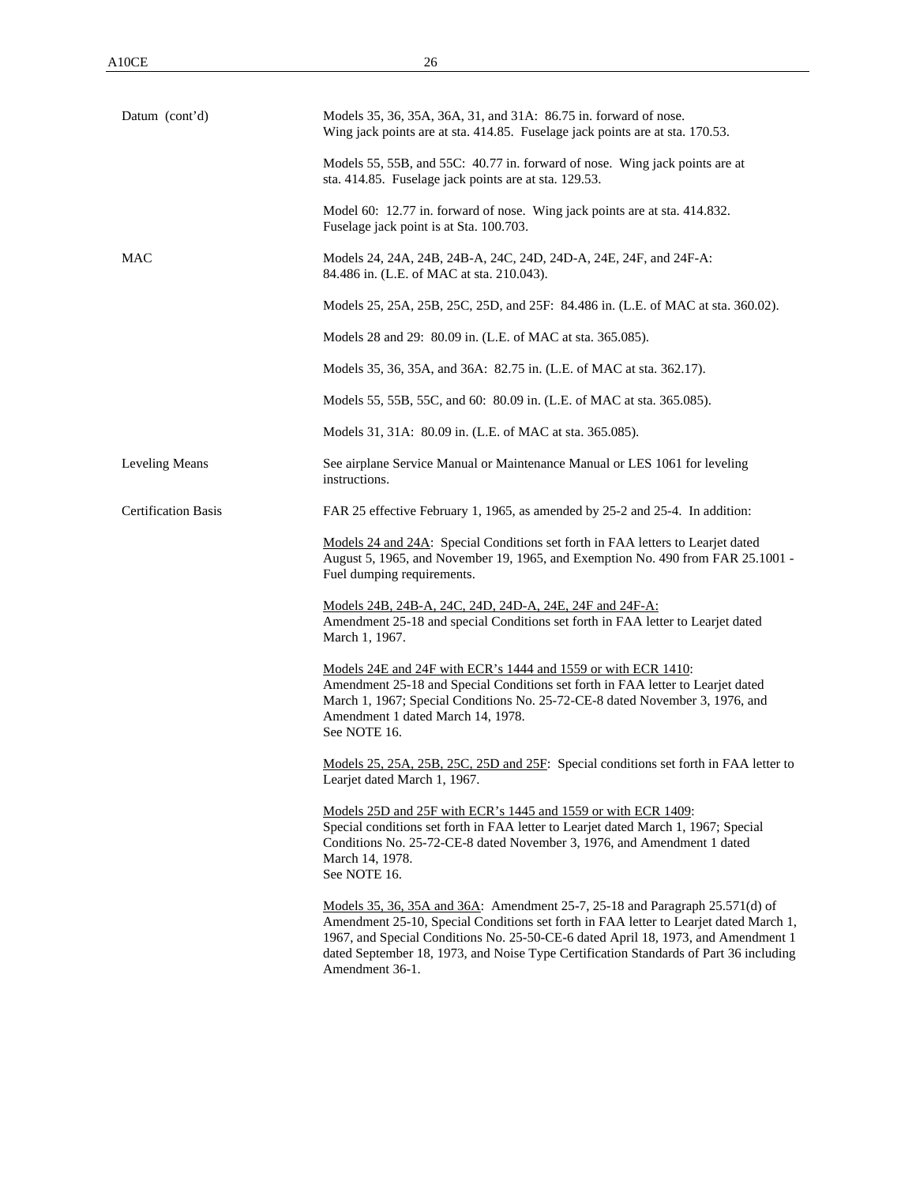| | |
|---|---|
| Datum (cont'd) | Models 35, 36, 35A, 36A, 31, and 31A: 86.75 in. forward of nose. Wing jack points are at sta. 414.85. Fuselage jack points are at sta. 170.53.<br><br>Models 55, 55B, and 55C: 40.77 in. forward of nose. Wing jack points are at sta. 414.85. Fuselage jack points are at sta. 129.53.<br><br>Model 60: 12.77 in. forward of nose. Wing jack points are at sta. 414.832. Fuselage jack point is at Sta. 100.703. |
| MAC | Models 24, 24A, 24B, 24B-A, 24C, 24D, 24D-A, 24E, 24F, and 24F-A: 84.486 in. (L.E. of MAC at sta. 210.043).<br><br>Models 25, 25A, 25B, 25C, 25D, and 25F: 84.486 in. (L.E. of MAC at sta. 360.02).<br><br>Models 28 and 29: 80.09 in. (L.E. of MAC at sta. 365.085).<br><br>Models 35, 36, 35A, and 36A: 82.75 in. (L.E. of MAC at sta. 362.17).<br><br>Models 55, 55B, 55C, and 60: 80.09 in. (L.E. of MAC at sta. 365.085).<br><br>Models 31, 31A: 80.09 in. (L.E. of MAC at sta. 365.085). |
| Leveling Means | See airplane Service Manual or Maintenance Manual or LES 1061 for leveling instructions. |
| Certification Basis | FAR 25 effective February 1, 1965, as amended by 25-2 and 25-4. In addition:<br><br><u>Models 24 and 24A</u>: Special Conditions set forth in FAA letters to Learjet dated August 5, 1965, and November 19, 1965, and Exemption No. 490 from FAR 25.1001 - Fuel dumping requirements.<br><br><u>Models 24B, 24B-A, 24C, 24D, 24D-A, 24E, 24F and 24F-A:</u> Amendment 25-18 and special Conditions set forth in FAA letter to Learjet dated March 1, 1967.<br><br><u>Models 24E and 24F with ECR's 1444 and 1559 or with ECR 1410</u>: Amendment 25-18 and Special Conditions set forth in FAA letter to Learjet dated March 1, 1967; Special Conditions No. 25-72-CE-8 dated November 3, 1976, and Amendment 1 dated March 14, 1978. See NOTE 16.<br><br><u>Models 25, 25A, 25B, 25C, 25D and 25F</u>: Special conditions set forth in FAA letter to Learjet dated March 1, 1967.<br><br><u>Models 25D and 25F with ECR's 1445 and 1559 or with ECR 1409</u>: Special conditions set forth in FAA letter to Learjet dated March 1, 1967; Special Conditions No. 25-72-CE-8 dated November 3, 1976, and Amendment 1 dated March 14, 1978. See NOTE 16.<br><br><u>Models 35, 36, 35A and 36A</u>: Amendment 25-7, 25-18 and Paragraph 25.571(d) of Amendment 25-10, Special Conditions set forth in FAA letter to Learjet dated March 1, 1967, and Special Conditions No. 25-50-CE-6 dated April 18, 1973, and Amendment 1 dated September 18, 1973, and Noise Type Certification Standards of Part 36 including Amendment 36-1. |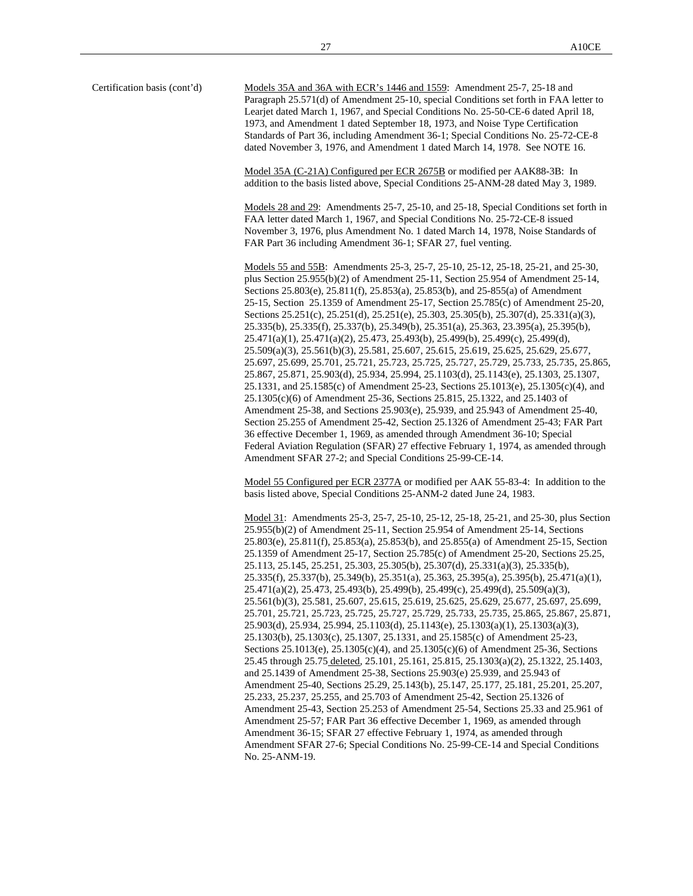Certification basis (cont'd)

Models 35A and 36A with ECR's 1446 and 1559: Amendment 25-7, 25-18 and Paragraph 25.571(d) of Amendment 25-10, special Conditions set forth in FAA letter to Learjet dated March 1, 1967, and Special Conditions No. 25-50-CE-6 dated April 18, 1973, and Amendment 1 dated September 18, 1973, and Noise Type Certification Standards of Part 36, including Amendment 36-1; Special Conditions No. 25-72-CE-8 dated November 3, 1976, and Amendment 1 dated March 14, 1978. See NOTE 16.

Model 35A (C-21A) Configured per ECR 2675B or modified per AAK88-3B: In addition to the basis listed above, Special Conditions 25-ANM-28 dated May 3, 1989.

Models 28 and 29: Amendments 25-7, 25-10, and 25-18, Special Conditions set forth in FAA letter dated March 1, 1967, and Special Conditions No. 25-72-CE-8 issued November 3, 1976, plus Amendment No. 1 dated March 14, 1978, Noise Standards of FAR Part 36 including Amendment 36-1; SFAR 27, fuel venting.

Models 55 and 55B: Amendments 25-3, 25-7, 25-10, 25-12, 25-18, 25-21, and 25-30, plus Section 25.955(b)(2) of Amendment 25-11, Section 25.954 of Amendment 25-14, Sections 25.803(e), 25.811(f), 25.853(a), 25.853(b), and 25-855(a) of Amendment 25-15, Section 25.1359 of Amendment 25-17, Section 25.785(c) of Amendment 25-20, Sections 25.251(c), 25.251(d), 25.251(e), 25.303, 25.305(b), 25.307(d), 25.331(a)(3), 25.335(b), 25.335(f), 25.337(b), 25.349(b), 25.351(a), 25.363, 23.395(a), 25.395(b), 25.471(a)(1), 25.471(a)(2), 25.473, 25.493(b), 25.499(b), 25.499(c), 25.499(d), 25.509(a)(3), 25.561(b)(3), 25.581, 25.607, 25.615, 25.619, 25.625, 25.629, 25.677, 25.697, 25.699, 25.701, 25.721, 25.723, 25.725, 25.727, 25.729, 25.733, 25.735, 25.865, 25.867, 25.871, 25.903(d), 25.934, 25.994, 25.1103(d), 25.1143(e), 25.1303, 25.1307, 25.1331, and 25.1585(c) of Amendment 25-23, Sections 25.1013(e), 25.1305(c)(4), and 25.1305(c)(6) of Amendment 25-36, Sections 25.815, 25.1322, and 25.1403 of Amendment 25-38, and Sections 25.903(e), 25.939, and 25.943 of Amendment 25-40, Section 25.255 of Amendment 25-42, Section 25.1326 of Amendment 25-43; FAR Part 36 effective December 1, 1969, as amended through Amendment 36-10; Special Federal Aviation Regulation (SFAR) 27 effective February 1, 1974, as amended through Amendment SFAR 27-2; and Special Conditions 25-99-CE-14.

Model 55 Configured per ECR 2377A or modified per AAK 55-83-4: In addition to the basis listed above, Special Conditions 25-ANM-2 dated June 24, 1983.

Model 31: Amendments 25-3, 25-7, 25-10, 25-12, 25-18, 25-21, and 25-30, plus Section 25.955(b)(2) of Amendment 25-11, Section 25.954 of Amendment 25-14, Sections 25.803(e), 25.811(f), 25.853(a), 25.853(b), and 25.855(a) of Amendment 25-15, Section 25.1359 of Amendment 25-17, Section 25.785(c) of Amendment 25-20, Sections 25.25, 25.113, 25.145, 25.251, 25.303, 25.305(b), 25.307(d), 25.331(a)(3), 25.335(b), 25.335(f), 25.337(b), 25.349(b), 25.351(a), 25.363, 25.395(a), 25.395(b), 25.471(a)(1), 25.471(a)(2), 25.473, 25.493(b), 25.499(b), 25.499(c), 25.499(d), 25.509(a)(3), 25.561(b)(3), 25.581, 25.607, 25.615, 25.619, 25.625, 25.629, 25.677, 25.697, 25.699, 25.701, 25.721, 25.723, 25.725, 25.727, 25.729, 25.733, 25.735, 25.865, 25.867, 25.871, 25.903(d), 25.934, 25.994, 25.1103(d), 25.1143(e), 25.1303(a)(1), 25.1303(a)(3), 25.1303(b), 25.1303(c), 25.1307, 25.1331, and 25.1585(c) of Amendment 25-23, Sections 25.1013(e), 25.1305(c)(4), and 25.1305(c)(6) of Amendment 25-36, Sections 25.45 through 25.75 deleted, 25.101, 25.161, 25.815, 25.1303(a)(2), 25.1322, 25.1403, and 25.1439 of Amendment 25-38, Sections 25.903(e) 25.939, and 25.943 of Amendment 25-40, Sections 25.29, 25.143(b), 25.147, 25.177, 25.181, 25.201, 25.207, 25.233, 25.237, 25.255, and 25.703 of Amendment 25-42, Section 25.1326 of Amendment 25-43, Section 25.253 of Amendment 25-54, Sections 25.33 and 25.961 of Amendment 25-57; FAR Part 36 effective December 1, 1969, as amended through Amendment 36-15; SFAR 27 effective February 1, 1974, as amended through Amendment SFAR 27-6; Special Conditions No. 25-99-CE-14 and Special Conditions No. 25-ANM-19.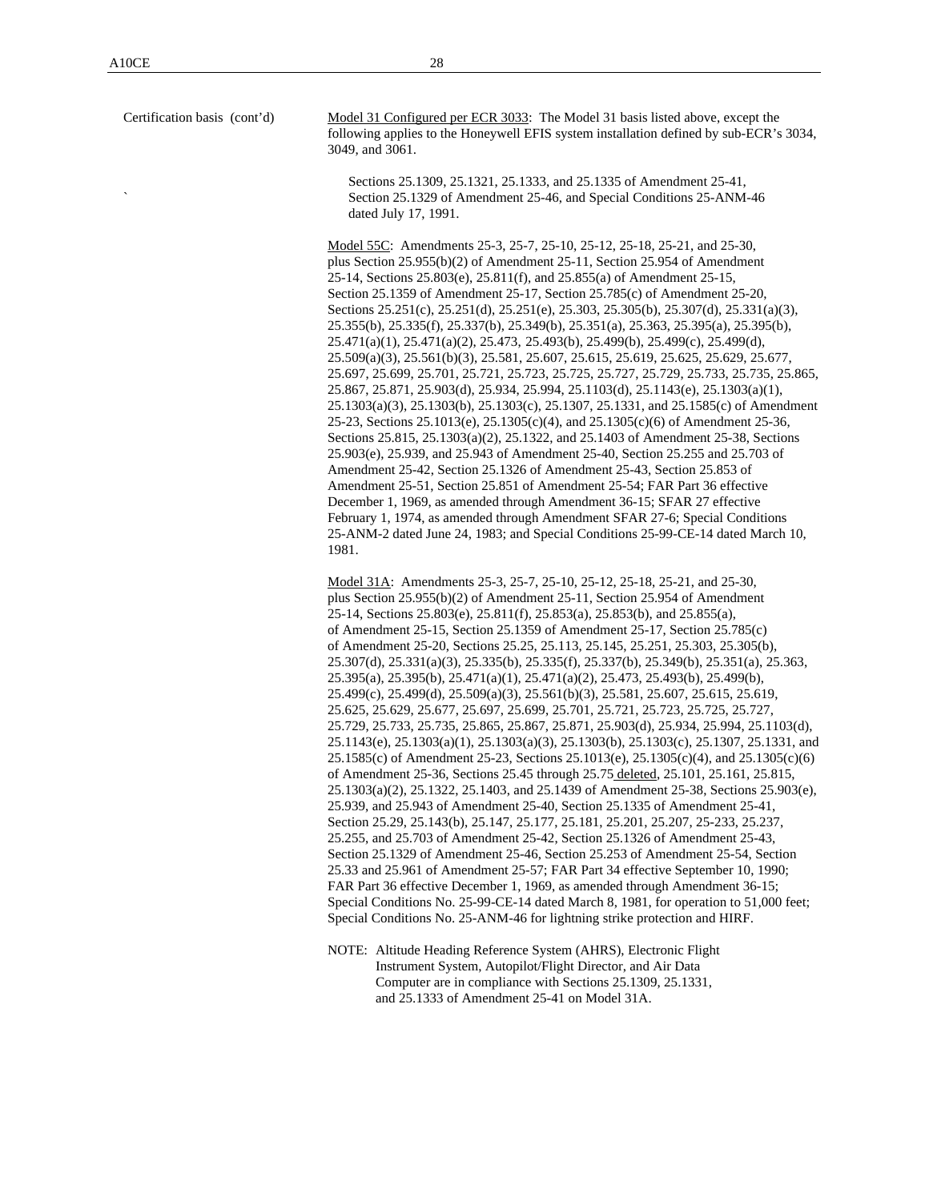Certification basis (cont'd)

Model 31 Configured per ECR 3033: The Model 31 basis listed above, except the following applies to the Honeywell EFIS system installation defined by sub-ECR's 3034, 3049, and 3061.

> Sections 25.1309, 25.1321, 25.1333, and 25.1335 of Amendment 25-41, Section 25.1329 of Amendment 25-46, and Special Conditions 25-ANM-46 dated July 17, 1991.

Model 55C: Amendments 25-3, 25-7, 25-10, 25-12, 25-18, 25-21, and 25-30, plus Section 25.955(b)(2) of Amendment 25-11, Section 25.954 of Amendment 25-14, Sections 25.803(e), 25.811(f), and 25.855(a) of Amendment 25-15, Section 25.1359 of Amendment 25-17, Section 25.785(c) of Amendment 25-20, Sections 25.251(c), 25.251(d), 25.251(e), 25.303, 25.305(b), 25.307(d), 25.331(a)(3), 25.355(b), 25.335(f), 25.337(b), 25.349(b), 25.351(a), 25.363, 25.395(a), 25.395(b), 25.471(a)(1), 25.471(a)(2), 25.473, 25.493(b), 25.499(b), 25.499(c), 25.499(d), 25.509(a)(3), 25.561(b)(3), 25.581, 25.607, 25.615, 25.619, 25.625, 25.629, 25.677, 25.697, 25.699, 25.701, 25.721, 25.723, 25.725, 25.727, 25.729, 25.733, 25.735, 25.865, 25.867, 25.871, 25.903(d), 25.934, 25.994, 25.1103(d), 25.1143(e), 25.1303(a)(1), 25.1303(a)(3), 25.1303(b), 25.1303(c), 25.1307, 25.1331, and 25.1585(c) of Amendment 25-23, Sections 25.1013(e), 25.1305(c)(4), and 25.1305(c)(6) of Amendment 25-36, Sections 25.815, 25.1303(a)(2), 25.1322, and 25.1403 of Amendment 25-38, Sections 25.903(e), 25.939, and 25.943 of Amendment 25-40, Section 25.255 and 25.703 of Amendment 25-42, Section 25.1326 of Amendment 25-43, Section 25.853 of Amendment 25-51, Section 25.851 of Amendment 25-54; FAR Part 36 effective December 1, 1969, as amended through Amendment 36-15; SFAR 27 effective February 1, 1974, as amended through Amendment SFAR 27-6; Special Conditions 25-ANM-2 dated June 24, 1983; and Special Conditions 25-99-CE-14 dated March 10, 1981.

Model 31A: Amendments 25-3, 25-7, 25-10, 25-12, 25-18, 25-21, and 25-30, plus Section 25.955(b)(2) of Amendment 25-11, Section 25.954 of Amendment 25-14, Sections 25.803(e), 25.811(f), 25.853(a), 25.853(b), and 25.855(a), of Amendment 25-15, Section 25.1359 of Amendment 25-17, Section 25.785(c) of Amendment 25-20, Sections 25.25, 25.113, 25.145, 25.251, 25.303, 25.305(b), 25.307(d), 25.331(a)(3), 25.335(b), 25.335(f), 25.337(b), 25.349(b), 25.351(a), 25.363, 25.395(a), 25.395(b), 25.471(a)(1), 25.471(a)(2), 25.473, 25.493(b), 25.499(b), 25.499(c), 25.499(d), 25.509(a)(3), 25.561(b)(3), 25.581, 25.607, 25.615, 25.619, 25.625, 25.629, 25.677, 25.697, 25.699, 25.701, 25.721, 25.723, 25.725, 25.727, 25.729, 25.733, 25.735, 25.865, 25.867, 25.871, 25.903(d), 25.934, 25.994, 25.1103(d), 25.1143(e), 25.1303(a)(1), 25.1303(a)(3), 25.1303(b), 25.1303(c), 25.1307, 25.1331, and 25.1585(c) of Amendment 25-23, Sections 25.1013(e), 25.1305(c)(4), and 25.1305(c)(6) of Amendment 25-36, Sections 25.45 through 25.75 deleted, 25.101, 25.161, 25.815, 25.1303(a)(2), 25.1322, 25.1403, and 25.1439 of Amendment 25-38, Sections 25.903(e), 25.939, and 25.943 of Amendment 25-40, Section 25.1335 of Amendment 25-41, Section 25.29, 25.143(b), 25.147, 25.177, 25.181, 25.201, 25.207, 25-233, 25.237, 25.255, and 25.703 of Amendment 25-42, Section 25.1326 of Amendment 25-43, Section 25.1329 of Amendment 25-46, Section 25.253 of Amendment 25-54, Section 25.33 and 25.961 of Amendment 25-57; FAR Part 34 effective September 10, 1990; FAR Part 36 effective December 1, 1969, as amended through Amendment 36-15; Special Conditions No. 25-99-CE-14 dated March 8, 1981, for operation to 51,000 feet; Special Conditions No. 25-ANM-46 for lightning strike protection and HIRF.

NOTE: Altitude Heading Reference System (AHRS), Electronic Flight Instrument System, Autopilot/Flight Director, and Air Data Computer are in compliance with Sections 25.1309, 25.1331, and 25.1333 of Amendment 25-41 on Model 31A.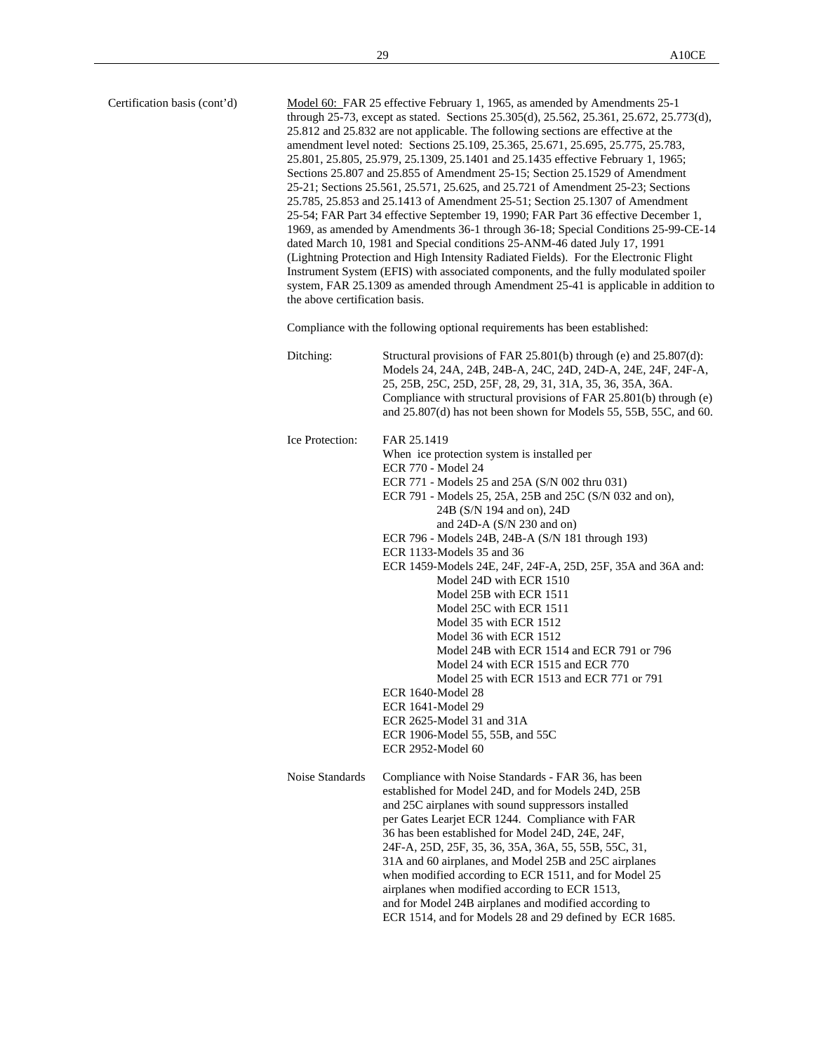Certification basis (cont'd)

Model 60: FAR 25 effective February 1, 1965, as amended by Amendments 25-1 through 25-73, except as stated. Sections 25.305(d), 25.562, 25.361, 25.672, 25.773(d), 25.812 and 25.832 are not applicable. The following sections are effective at the amendment level noted: Sections 25.109, 25.365, 25.671, 25.695, 25.775, 25.783, 25.801, 25.805, 25.979, 25.1309, 25.1401 and 25.1435 effective February 1, 1965; Sections 25.807 and 25.855 of Amendment 25-15; Section 25.1529 of Amendment 25-21; Sections 25.561, 25.571, 25.625, and 25.721 of Amendment 25-23; Sections 25.785, 25.853 and 25.1413 of Amendment 25-51; Section 25.1307 of Amendment 25-54; FAR Part 34 effective September 19, 1990; FAR Part 36 effective December 1, 1969, as amended by Amendments 36-1 through 36-18; Special Conditions 25-99-CE-14 dated March 10, 1981 and Special conditions 25-ANM-46 dated July 17, 1991 (Lightning Protection and High Intensity Radiated Fields). For the Electronic Flight Instrument System (EFIS) with associated components, and the fully modulated spoiler system, FAR 25.1309 as amended through Amendment 25-41 is applicable in addition to the above certification basis.

Compliance with the following optional requirements has been established:

Ditching: Structural provisions of FAR 25.801(b) through (e) and 25.807(d): Models 24, 24A, 24B, 24B-A, 24C, 24D, 24D-A, 24E, 24F, 24F-A, 25, 25B, 25C, 25D, 25F, 28, 29, 31, 31A, 35, 36, 35A, 36A. Compliance with structural provisions of FAR 25.801(b) through (e) and 25.807(d) has not been shown for Models 55, 55B, 55C, and 60.

Ice Protection: FAR 25.1419
When ice protection system is installed per
ECR 770 - Model 24
ECR 771 - Models 25 and 25A (S/N 002 thru 031)
ECR 791 - Models 25, 25A, 25B and 25C (S/N 032 and on), 24B (S/N 194 and on), 24D and 24D-A (S/N 230 and on)
ECR 796 - Models 24B, 24B-A (S/N 181 through 193)
ECR 1133-Models 35 and 36
ECR 1459-Models 24E, 24F, 24F-A, 25D, 25F, 35A and 36A and:
- Model 24D with ECR 1510
- Model 25B with ECR 1511
- Model 25C with ECR 1511
- Model 35 with ECR 1512
- Model 36 with ECR 1512
- Model 24B with ECR 1514 and ECR 791 or 796
- Model 24 with ECR 1515 and ECR 770
- Model 25 with ECR 1513 and ECR 771 or 791

ECR 1640-Model 28
ECR 1641-Model 29
ECR 2625-Model 31 and 31A
ECR 1906-Model 55, 55B, and 55C
ECR 2952-Model 60

Noise Standards: Compliance with Noise Standards - FAR 36, has been established for Model 24D, and for Models 24D, 25B and 25C airplanes with sound suppressors installed per Gates Learjet ECR 1244. Compliance with FAR 36 has been established for Model 24D, 24E, 24F, 24F-A, 25D, 25F, 35, 36, 35A, 36A, 55, 55B, 55C, 31, 31A and 60 airplanes, and Model 25B and 25C airplanes when modified according to ECR 1511, and for Model 25 airplanes when modified according to ECR 1513, and for Model 24B airplanes and modified according to ECR 1514, and for Models 28 and 29 defined by ECR 1685.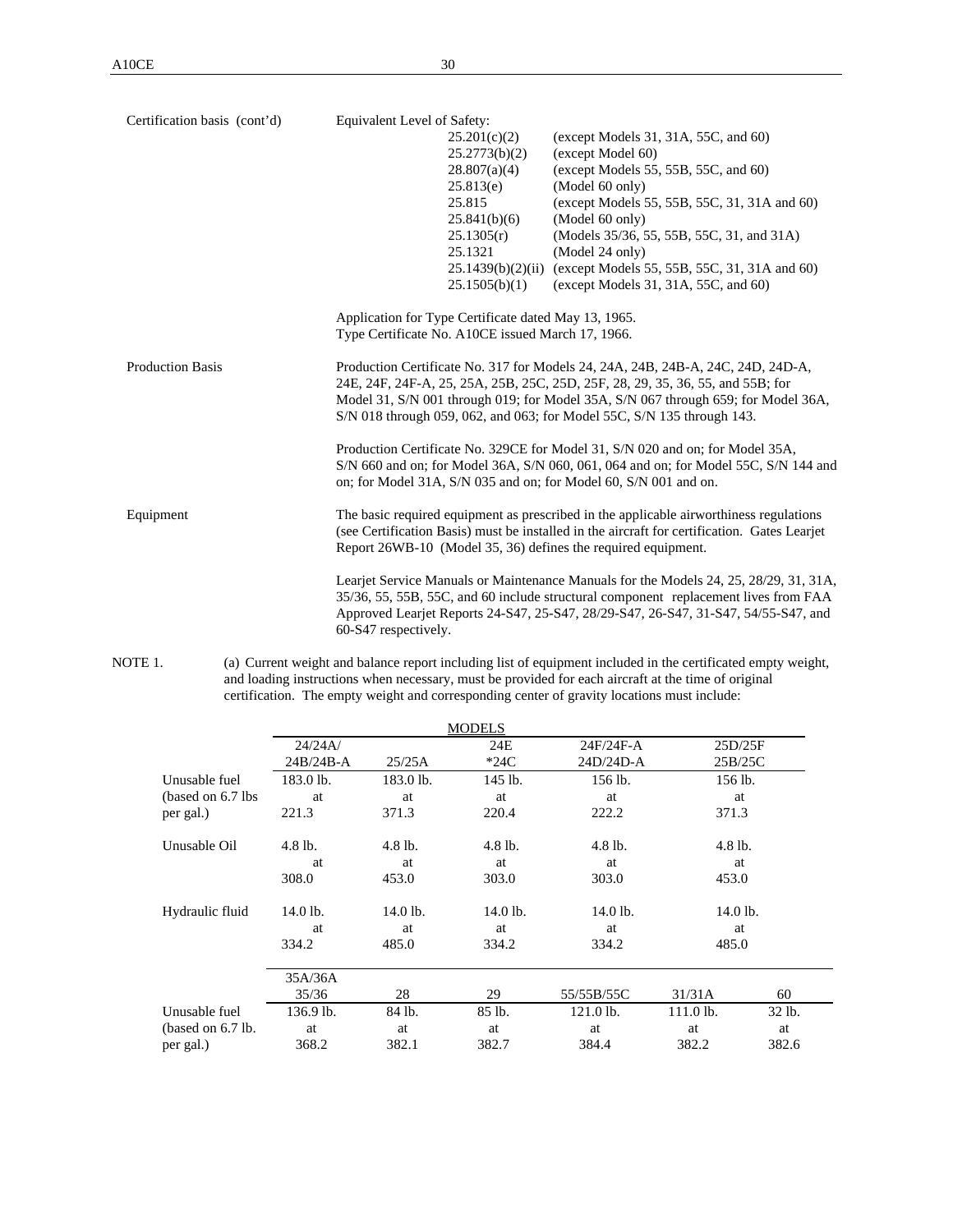| | |
|---|---|
| Certification basis (cont'd) | Equivalent Level of Safety: |

| | |
|---|---|
| 25.201(c)(2) | (except Models 31, 31A, 55C, and 60) |
| 25.2773(b)(2) | (except Model 60) |
| 28.807(a)(4) | (except Models 55, 55B, 55C, and 60) |
| 25.813(e) | (Model 60 only) |
| 25.815 | (except Models 55, 55B, 55C, 31, 31A and 60) |
| 25.841(b)(6) | (Model 60 only) |
| 25.1305(r) | (Models 35/36, 55, 55B, 55C, 31, and 31A) |
| 25.1321 | (Model 24 only) |
| 25.1439(b)(2)(ii) | (except Models 55, 55B, 55C, 31, 31A and 60) |
| 25.1505(b)(1) | (except Models 31, 31A, 55C, and 60) |

Application for Type Certificate dated May 13, 1965.
Type Certificate No. A10CE issued March 17, 1966.

**Production Basis**

Production Certificate No. 317 for Models 24, 24A, 24B, 24B-A, 24C, 24D, 24D-A, 24E, 24F, 24F-A, 25, 25A, 25B, 25C, 25D, 25F, 28, 29, 35, 36, 55, and 55B; for Model 31, S/N 001 through 019; for Model 35A, S/N 067 through 659; for Model 36A, S/N 018 through 059, 062, and 063; for Model 55C, S/N 135 through 143.

Production Certificate No. 329CE for Model 31, S/N 020 and on; for Model 35A, S/N 660 and on; for Model 36A, S/N 060, 061, 064 and on; for Model 55C, S/N 144 and on; for Model 31A, S/N 035 and on; for Model 60, S/N 001 and on.

**Equipment**

The basic required equipment as prescribed in the applicable airworthiness regulations (see Certification Basis) must be installed in the aircraft for certification. Gates Learjet Report 26WB-10 (Model 35, 36) defines the required equipment.

Learjet Service Manuals or Maintenance Manuals for the Models 24, 25, 28/29, 31, 31A, 35/36, 55, 55B, 55C, and 60 include structural component replacement lives from FAA Approved Learjet Reports 24-S47, 25-S47, 28/29-S47, 26-S47, 31-S47, 54/55-S47, and 60-S47 respectively.

NOTE 1. (a) Current weight and balance report including list of equipment included in the certificated empty weight, and loading instructions when necessary, must be provided for each aircraft at the time of original certification. The empty weight and corresponding center of gravity locations must include:

| | MODELS | | | | |
|---|---|---|---|---|---|
| | 24/24A/ 24B/24B-A | 25/25A | 24E *24C | 24F/24F-A 24D/24D-A | 25D/25F 25B/25C |
| Unusable fuel (based on 6.7 lbs per gal.) | 183.0 lb. at 221.3 | 183.0 lb. at 371.3 | 145 lb. at 220.4 | 156 lb. at 222.2 | 156 lb. at 371.3 |
| Unusable Oil | 4.8 lb. at 308.0 | 4.8 lb. at 453.0 | 4.8 lb. at 303.0 | 4.8 lb. at 303.0 | 4.8 lb. at 453.0 |
| Hydraulic fluid | 14.0 lb. at 334.2 | 14.0 lb. at 485.0 | 14.0 lb. at 334.2 | 14.0 lb. at 334.2 | 14.0 lb. at 485.0 |

| | 35A/36A 35/36 | 28 | 29 | 55/55B/55C | 31/31A | 60 |
|---|---|---|---|---|---|---|
| Unusable fuel (based on 6.7 lb. per gal.) | 136.9 lb. at 368.2 | 84 lb. at 382.1 | 85 lb. at 382.7 | 121.0 lb. at 384.4 | 111.0 lb. at 382.2 | 32 lb. at 382.6 |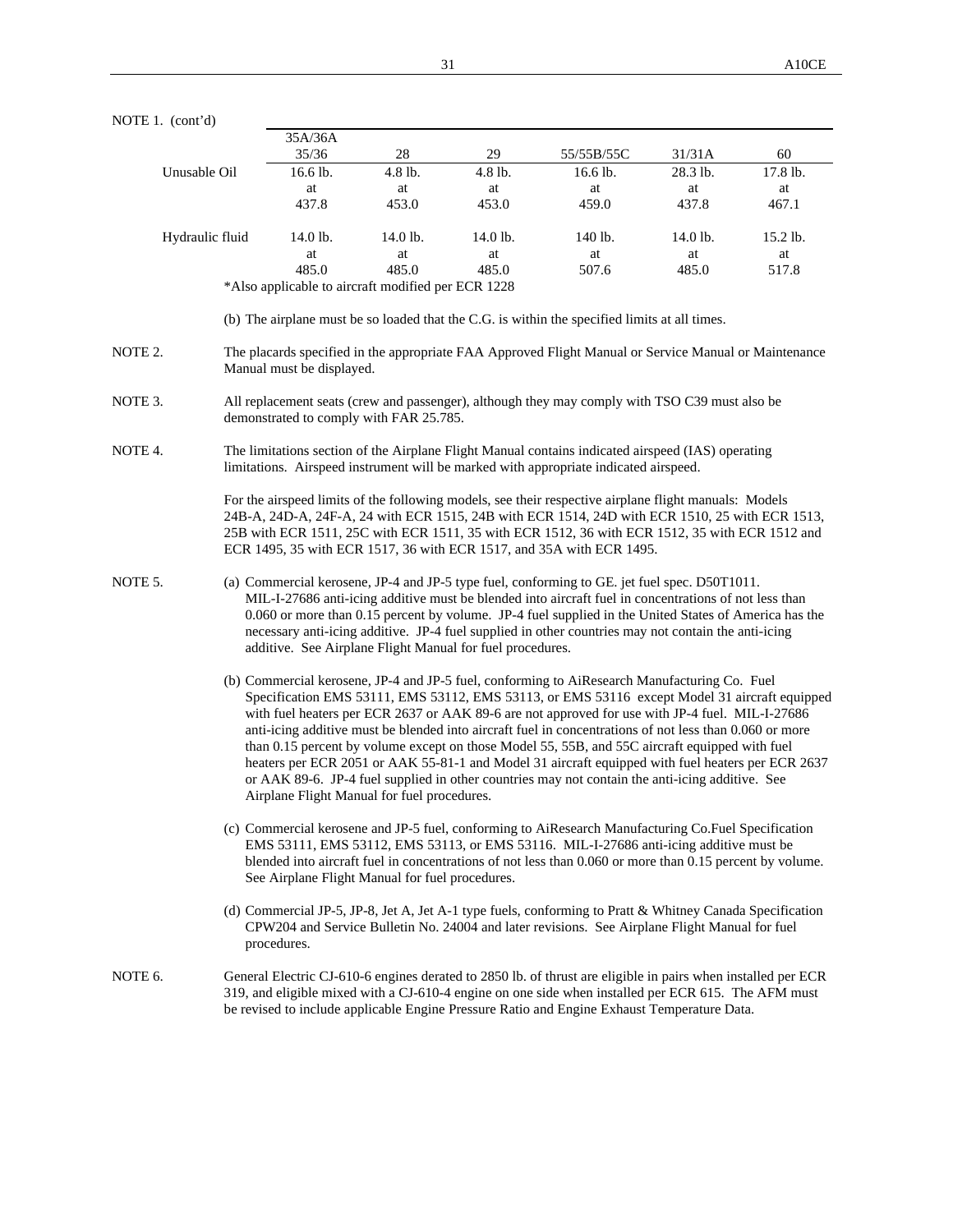NOTE 1. (cont'd)

| | 35A/36A<br>35/36 | 28 | 29 | 55/55B/55C | 31/31A | 60 |
|---|---|---|---|---|---|---|
| Unusable Oil | 16.6 lb.<br>at<br>437.8 | 4.8 lb.<br>at<br>453.0 | 4.8 lb.<br>at<br>453.0 | 16.6 lb.<br>at<br>459.0 | 28.3 lb.<br>at<br>437.8 | 17.8 lb.<br>at<br>467.1 |
| Hydraulic fluid | 14.0 lb.<br>at<br>485.0 | 14.0 lb.<br>at<br>485.0 | 14.0 lb.<br>at<br>485.0 | 140 lb.<br>at<br>507.6 | 14.0 lb.<br>at<br>485.0 | 15.2 lb.<br>at<br>517.8 |

*Also applicable to aircraft modified per ECR 1228

(b) The airplane must be so loaded that the C.G. is within the specified limits at all times.

NOTE 2. The placards specified in the appropriate FAA Approved Flight Manual or Service Manual or Maintenance Manual must be displayed.

NOTE 3. All replacement seats (crew and passenger), although they may comply with TSO C39 must also be demonstrated to comply with FAR 25.785.

NOTE 4. The limitations section of the Airplane Flight Manual contains indicated airspeed (IAS) operating limitations. Airspeed instrument will be marked with appropriate indicated airspeed.

For the airspeed limits of the following models, see their respective airplane flight manuals: Models 24B-A, 24D-A, 24F-A, 24 with ECR 1515, 24B with ECR 1514, 24D with ECR 1510, 25 with ECR 1513, 25B with ECR 1511, 25C with ECR 1511, 35 with ECR 1512, 36 with ECR 1512, 35 with ECR 1512 and ECR 1495, 35 with ECR 1517, 36 with ECR 1517, and 35A with ECR 1495.

NOTE 5. (a) Commercial kerosene, JP-4 and JP-5 type fuel, conforming to GE. jet fuel spec. D50T1011. MIL-I-27686 anti-icing additive must be blended into aircraft fuel in concentrations of not less than 0.060 or more than 0.15 percent by volume. JP-4 fuel supplied in the United States of America has the necessary anti-icing additive. JP-4 fuel supplied in other countries may not contain the anti-icing additive. See Airplane Flight Manual for fuel procedures.

(b) Commercial kerosene, JP-4 and JP-5 fuel, conforming to AiResearch Manufacturing Co. Fuel Specification EMS 53111, EMS 53112, EMS 53113, or EMS 53116 except Model 31 aircraft equipped with fuel heaters per ECR 2637 or AAK 89-6 are not approved for use with JP-4 fuel. MIL-I-27686 anti-icing additive must be blended into aircraft fuel in concentrations of not less than 0.060 or more than 0.15 percent by volume except on those Model 55, 55B, and 55C aircraft equipped with fuel heaters per ECR 2051 or AAK 55-81-1 and Model 31 aircraft equipped with fuel heaters per ECR 2637 or AAK 89-6. JP-4 fuel supplied in other countries may not contain the anti-icing additive. See Airplane Flight Manual for fuel procedures.

(c) Commercial kerosene and JP-5 fuel, conforming to AiResearch Manufacturing Co.Fuel Specification EMS 53111, EMS 53112, EMS 53113, or EMS 53116. MIL-I-27686 anti-icing additive must be blended into aircraft fuel in concentrations of not less than 0.060 or more than 0.15 percent by volume. See Airplane Flight Manual for fuel procedures.

(d) Commercial JP-5, JP-8, Jet A, Jet A-1 type fuels, conforming to Pratt & Whitney Canada Specification CPW204 and Service Bulletin No. 24004 and later revisions. See Airplane Flight Manual for fuel procedures.

NOTE 6. General Electric CJ-610-6 engines derated to 2850 lb. of thrust are eligible in pairs when installed per ECR 319, and eligible mixed with a CJ-610-4 engine on one side when installed per ECR 615. The AFM must be revised to include applicable Engine Pressure Ratio and Engine Exhaust Temperature Data.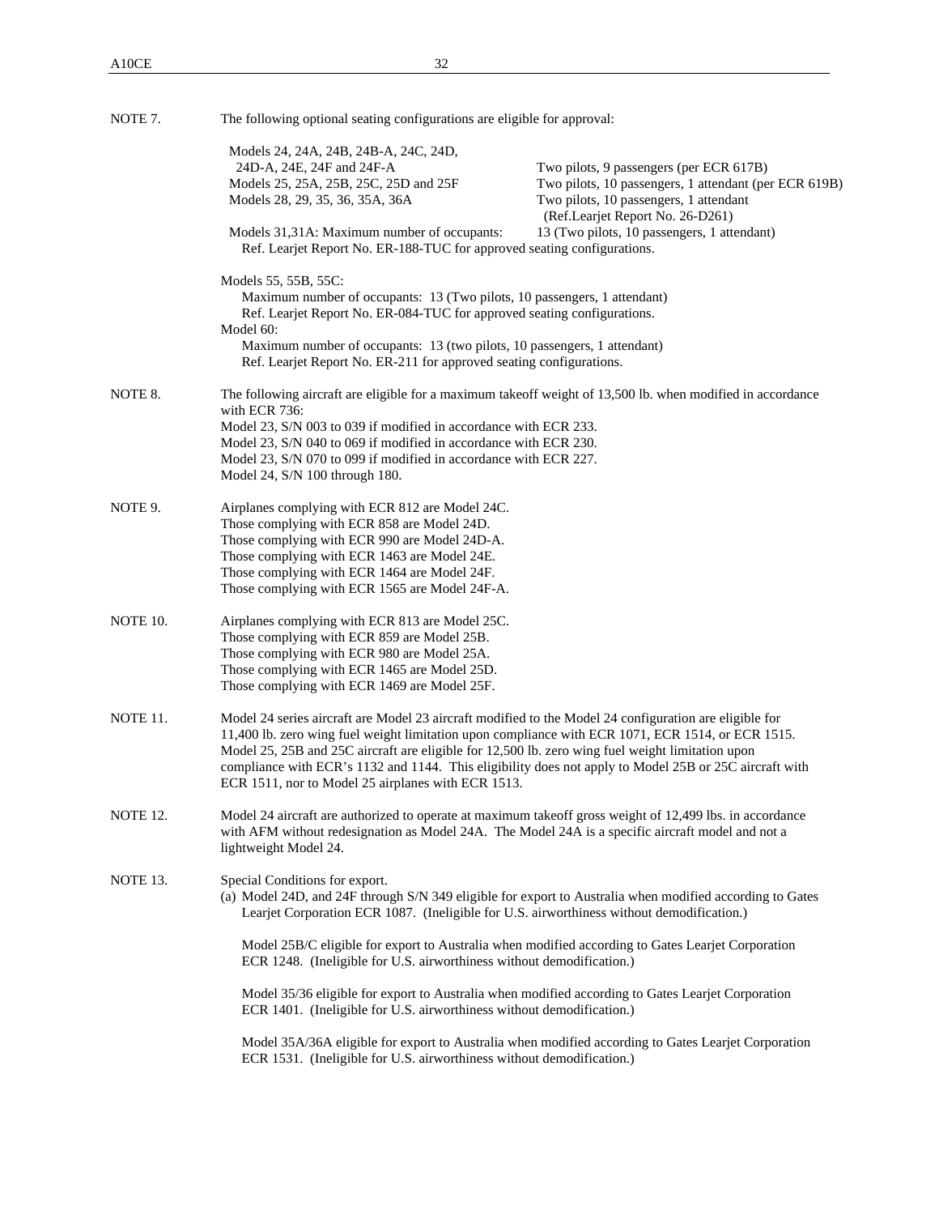NOTE 7. The following optional seating configurations are eligible for approval:

| Models | Configuration |
|---|---|
| Models 24, 24A, 24B, 24B-A, 24C, 24D, 24D-A, 24E, 24F and 24F-A | Two pilots, 9 passengers (per ECR 617B) |
| Models 25, 25A, 25B, 25C, 25D and 25F | Two pilots, 10 passengers, 1 attendant (per ECR 619B) |
| Models 28, 29, 35, 36, 35A, 36A | Two pilots, 10 passengers, 1 attendant (Ref.Learjet Report No. 26-D261) |
| Models 31,31A: Maximum number of occupants: | 13 (Two pilots, 10 passengers, 1 attendant) |

Ref. Learjet Report No. ER-188-TUC for approved seating configurations.

Models 55, 55B, 55C:
Maximum number of occupants: 13 (Two pilots, 10 passengers, 1 attendant)
Ref. Learjet Report No. ER-084-TUC for approved seating configurations.

Model 60:
Maximum number of occupants: 13 (two pilots, 10 passengers, 1 attendant)
Ref. Learjet Report No. ER-211 for approved seating configurations.

NOTE 8. The following aircraft are eligible for a maximum takeoff weight of 13,500 lb. when modified in accordance with ECR 736:
Model 23, S/N 003 to 039 if modified in accordance with ECR 233.
Model 23, S/N 040 to 069 if modified in accordance with ECR 230.
Model 23, S/N 070 to 099 if modified in accordance with ECR 227.
Model 24, S/N 100 through 180.

NOTE 9. Airplanes complying with ECR 812 are Model 24C.
Those complying with ECR 858 are Model 24D.
Those complying with ECR 990 are Model 24D-A.
Those complying with ECR 1463 are Model 24E.
Those complying with ECR 1464 are Model 24F.
Those complying with ECR 1565 are Model 24F-A.

NOTE 10. Airplanes complying with ECR 813 are Model 25C.
Those complying with ECR 859 are Model 25B.
Those complying with ECR 980 are Model 25A.
Those complying with ECR 1465 are Model 25D.
Those complying with ECR 1469 are Model 25F.

NOTE 11. Model 24 series aircraft are Model 23 aircraft modified to the Model 24 configuration are eligible for 11,400 lb. zero wing fuel weight limitation upon compliance with ECR 1071, ECR 1514, or ECR 1515. Model 25, 25B and 25C aircraft are eligible for 12,500 lb. zero wing fuel weight limitation upon compliance with ECR's 1132 and 1144. This eligibility does not apply to Model 25B or 25C aircraft with ECR 1511, nor to Model 25 airplanes with ECR 1513.

NOTE 12. Model 24 aircraft are authorized to operate at maximum takeoff gross weight of 12,499 lbs. in accordance with AFM without redesignation as Model 24A. The Model 24A is a specific aircraft model and not a lightweight Model 24.

NOTE 13. Special Conditions for export.

(a) Model 24D, and 24F through S/N 349 eligible for export to Australia when modified according to Gates Learjet Corporation ECR 1087. (Ineligible for U.S. airworthiness without demodification.)

Model 25B/C eligible for export to Australia when modified according to Gates Learjet Corporation ECR 1248. (Ineligible for U.S. airworthiness without demodification.)

Model 35/36 eligible for export to Australia when modified according to Gates Learjet Corporation ECR 1401. (Ineligible for U.S. airworthiness without demodification.)

Model 35A/36A eligible for export to Australia when modified according to Gates Learjet Corporation ECR 1531. (Ineligible for U.S. airworthiness without demodification.)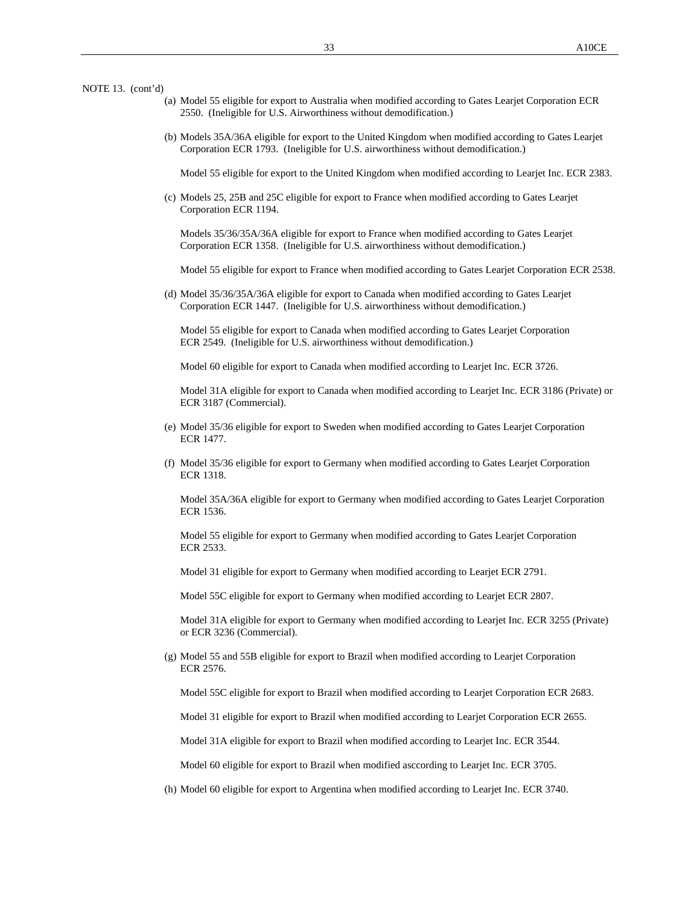NOTE 13. (cont'd)

(a) Model 55 eligible for export to Australia when modified according to Gates Learjet Corporation ECR 2550. (Ineligible for U.S. Airworthiness without demodification.)

(b) Models 35A/36A eligible for export to the United Kingdom when modified according to Gates Learjet Corporation ECR 1793. (Ineligible for U.S. airworthiness without demodification.)

Model 55 eligible for export to the United Kingdom when modified according to Learjet Inc. ECR 2383.

(c) Models 25, 25B and 25C eligible for export to France when modified according to Gates Learjet Corporation ECR 1194.

Models 35/36/35A/36A eligible for export to France when modified according to Gates Learjet Corporation ECR 1358. (Ineligible for U.S. airworthiness without demodification.)

Model 55 eligible for export to France when modified according to Gates Learjet Corporation ECR 2538.

(d) Model 35/36/35A/36A eligible for export to Canada when modified according to Gates Learjet Corporation ECR 1447. (Ineligible for U.S. airworthiness without demodification.)

Model 55 eligible for export to Canada when modified according to Gates Learjet Corporation ECR 2549. (Ineligible for U.S. airworthiness without demodification.)

Model 60 eligible for export to Canada when modified according to Learjet Inc. ECR 3726.

Model 31A eligible for export to Canada when modified according to Learjet Inc. ECR 3186 (Private) or ECR 3187 (Commercial).

(e) Model 35/36 eligible for export to Sweden when modified according to Gates Learjet Corporation ECR 1477.

(f) Model 35/36 eligible for export to Germany when modified according to Gates Learjet Corporation ECR 1318.

Model 35A/36A eligible for export to Germany when modified according to Gates Learjet Corporation ECR 1536.

Model 55 eligible for export to Germany when modified according to Gates Learjet Corporation ECR 2533.

Model 31 eligible for export to Germany when modified according to Learjet ECR 2791.

Model 55C eligible for export to Germany when modified according to Learjet ECR 2807.

Model 31A eligible for export to Germany when modified according to Learjet Inc. ECR 3255 (Private) or ECR 3236 (Commercial).

(g) Model 55 and 55B eligible for export to Brazil when modified according to Learjet Corporation ECR 2576.

Model 55C eligible for export to Brazil when modified according to Learjet Corporation ECR 2683.

Model 31 eligible for export to Brazil when modified according to Learjet Corporation ECR 2655.

Model 31A eligible for export to Brazil when modified according to Learjet Inc. ECR 3544.

Model 60 eligible for export to Brazil when modified asccording to Learjet Inc. ECR 3705.

(h) Model 60 eligible for export to Argentina when modified according to Learjet Inc. ECR 3740.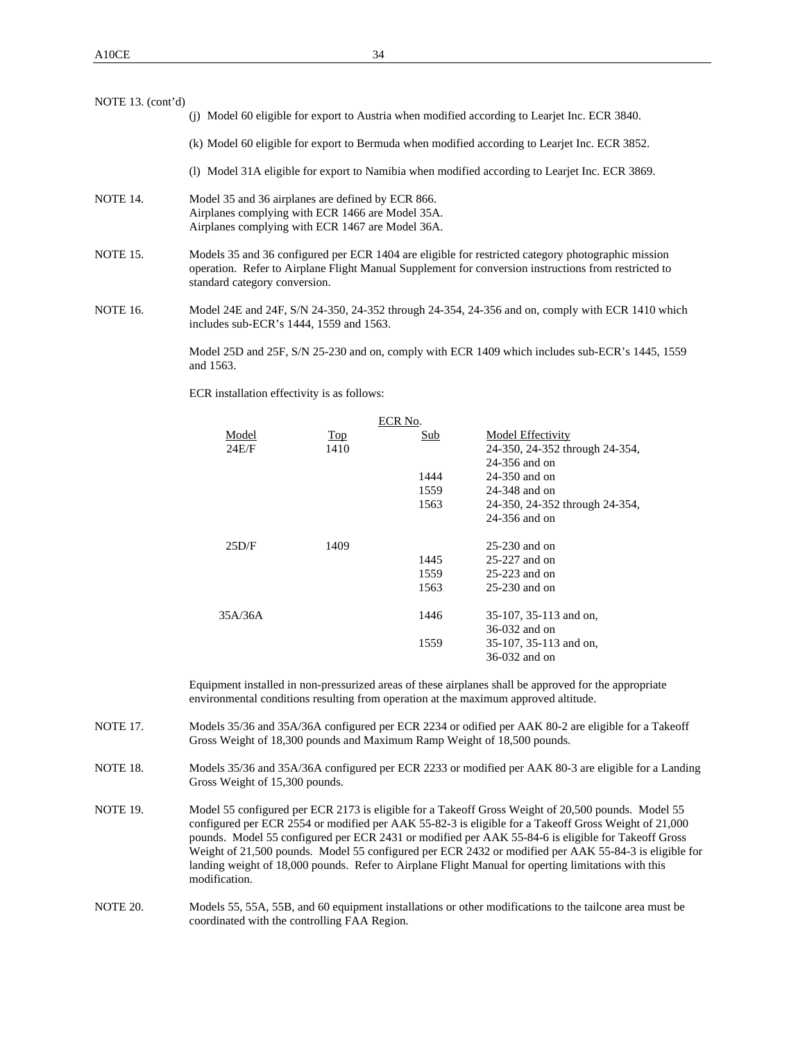NOTE 13. (cont'd)

(j) Model 60 eligible for export to Austria when modified according to Learjet Inc. ECR 3840.

(k) Model 60 eligible for export to Bermuda when modified according to Learjet Inc. ECR 3852.

(l) Model 31A eligible for export to Namibia when modified according to Learjet Inc. ECR 3869.

NOTE 14. Model 35 and 36 airplanes are defined by ECR 866.
Airplanes complying with ECR 1466 are Model 35A.
Airplanes complying with ECR 1467 are Model 36A.

NOTE 15. Models 35 and 36 configured per ECR 1404 are eligible for restricted category photographic mission operation. Refer to Airplane Flight Manual Supplement for conversion instructions from restricted to standard category conversion.

NOTE 16. Model 24E and 24F, S/N 24-350, 24-352 through 24-354, 24-356 and on, comply with ECR 1410 which includes sub-ECR's 1444, 1559 and 1563.

Model 25D and 25F, S/N 25-230 and on, comply with ECR 1409 which includes sub-ECR's 1445, 1559 and 1563.

ECR installation effectivity is as follows:

| | ECR No. | | |
|---|---|---|---|
| Model | Top | Sub | Model Effectivity |
| 24E/F | 1410 | | 24-350, 24-352 through 24-354, 24-356 and on |
| | | 1444 | 24-350 and on |
| | | 1559 | 24-348 and on |
| | | 1563 | 24-350, 24-352 through 24-354, 24-356 and on |
| 25D/F | 1409 | | 25-230 and on |
| | | 1445 | 25-227 and on |
| | | 1559 | 25-223 and on |
| | | 1563 | 25-230 and on |
| 35A/36A | | 1446 | 35-107, 35-113 and on, 36-032 and on |
| | | 1559 | 35-107, 35-113 and on, 36-032 and on |

Equipment installed in non-pressurized areas of these airplanes shall be approved for the appropriate environmental conditions resulting from operation at the maximum approved altitude.

NOTE 17. Models 35/36 and 35A/36A configured per ECR 2234 or odified per AAK 80-2 are eligible for a Takeoff Gross Weight of 18,300 pounds and Maximum Ramp Weight of 18,500 pounds.

NOTE 18. Models 35/36 and 35A/36A configured per ECR 2233 or modified per AAK 80-3 are eligible for a Landing Gross Weight of 15,300 pounds.

NOTE 19. Model 55 configured per ECR 2173 is eligible for a Takeoff Gross Weight of 20,500 pounds. Model 55 configured per ECR 2554 or modified per AAK 55-82-3 is eligible for a Takeoff Gross Weight of 21,000 pounds. Model 55 configured per ECR 2431 or modified per AAK 55-84-6 is eligible for Takeoff Gross Weight of 21,500 pounds. Model 55 configured per ECR 2432 or modified per AAK 55-84-3 is eligible for landing weight of 18,000 pounds. Refer to Airplane Flight Manual for operting limitations with this modification.

NOTE 20. Models 55, 55A, 55B, and 60 equipment installations or other modifications to the tailcone area must be coordinated with the controlling FAA Region.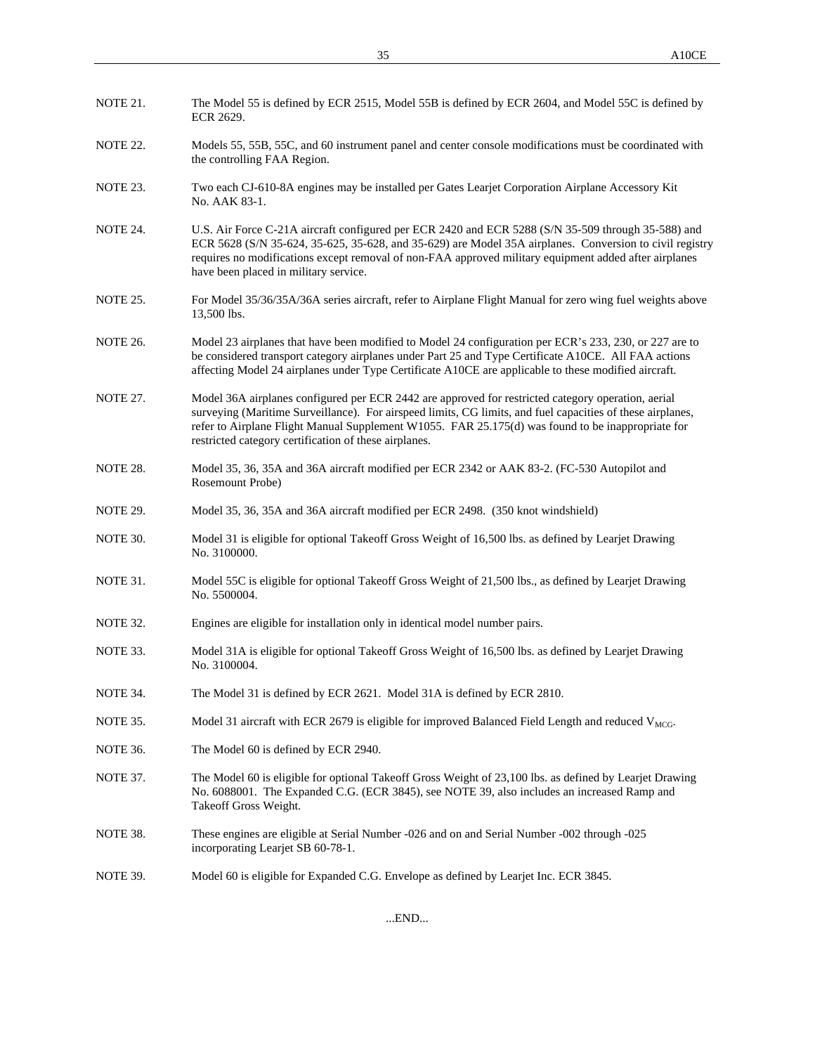NOTE 21. The Model 55 is defined by ECR 2515, Model 55B is defined by ECR 2604, and Model 55C is defined by ECR 2629.

NOTE 22. Models 55, 55B, 55C, and 60 instrument panel and center console modifications must be coordinated with the controlling FAA Region.

NOTE 23. Two each CJ-610-8A engines may be installed per Gates Learjet Corporation Airplane Accessory Kit No. AAK 83-1.

NOTE 24. U.S. Air Force C-21A aircraft configured per ECR 2420 and ECR 5288 (S/N 35-509 through 35-588) and ECR 5628 (S/N 35-624, 35-625, 35-628, and 35-629) are Model 35A airplanes. Conversion to civil registry requires no modifications except removal of non-FAA approved military equipment added after airplanes have been placed in military service.

NOTE 25. For Model 35/36/35A/36A series aircraft, refer to Airplane Flight Manual for zero wing fuel weights above 13,500 lbs.

NOTE 26. Model 23 airplanes that have been modified to Model 24 configuration per ECR's 233, 230, or 227 are to be considered transport category airplanes under Part 25 and Type Certificate A10CE. All FAA actions affecting Model 24 airplanes under Type Certificate A10CE are applicable to these modified aircraft.

NOTE 27. Model 36A airplanes configured per ECR 2442 are approved for restricted category operation, aerial surveying (Maritime Surveillance). For airspeed limits, CG limits, and fuel capacities of these airplanes, refer to Airplane Flight Manual Supplement W1055. FAR 25.175(d) was found to be inappropriate for restricted category certification of these airplanes.

NOTE 28. Model 35, 36, 35A and 36A aircraft modified per ECR 2342 or AAK 83-2. (FC-530 Autopilot and Rosemount Probe)

NOTE 29. Model 35, 36, 35A and 36A aircraft modified per ECR 2498. (350 knot windshield)

NOTE 30. Model 31 is eligible for optional Takeoff Gross Weight of 16,500 lbs. as defined by Learjet Drawing No. 3100000.

NOTE 31. Model 55C is eligible for optional Takeoff Gross Weight of 21,500 lbs., as defined by Learjet Drawing No. 5500004.

NOTE 32. Engines are eligible for installation only in identical model number pairs.

NOTE 33. Model 31A is eligible for optional Takeoff Gross Weight of 16,500 lbs. as defined by Learjet Drawing No. 3100004.

NOTE 34. The Model 31 is defined by ECR 2621. Model 31A is defined by ECR 2810.

NOTE 35. Model 31 aircraft with ECR 2679 is eligible for improved Balanced Field Length and reduced $V_{MCG}$.

NOTE 36. The Model 60 is defined by ECR 2940.

NOTE 37. The Model 60 is eligible for optional Takeoff Gross Weight of 23,100 lbs. as defined by Learjet Drawing No. 6088001. The Expanded C.G. (ECR 3845), see NOTE 39, also includes an increased Ramp and Takeoff Gross Weight.

NOTE 38. These engines are eligible at Serial Number -026 and on and Serial Number -002 through -025 incorporating Learjet SB 60-78-1.

NOTE 39. Model 60 is eligible for Expanded C.G. Envelope as defined by Learjet Inc. ECR 3845.

...END...